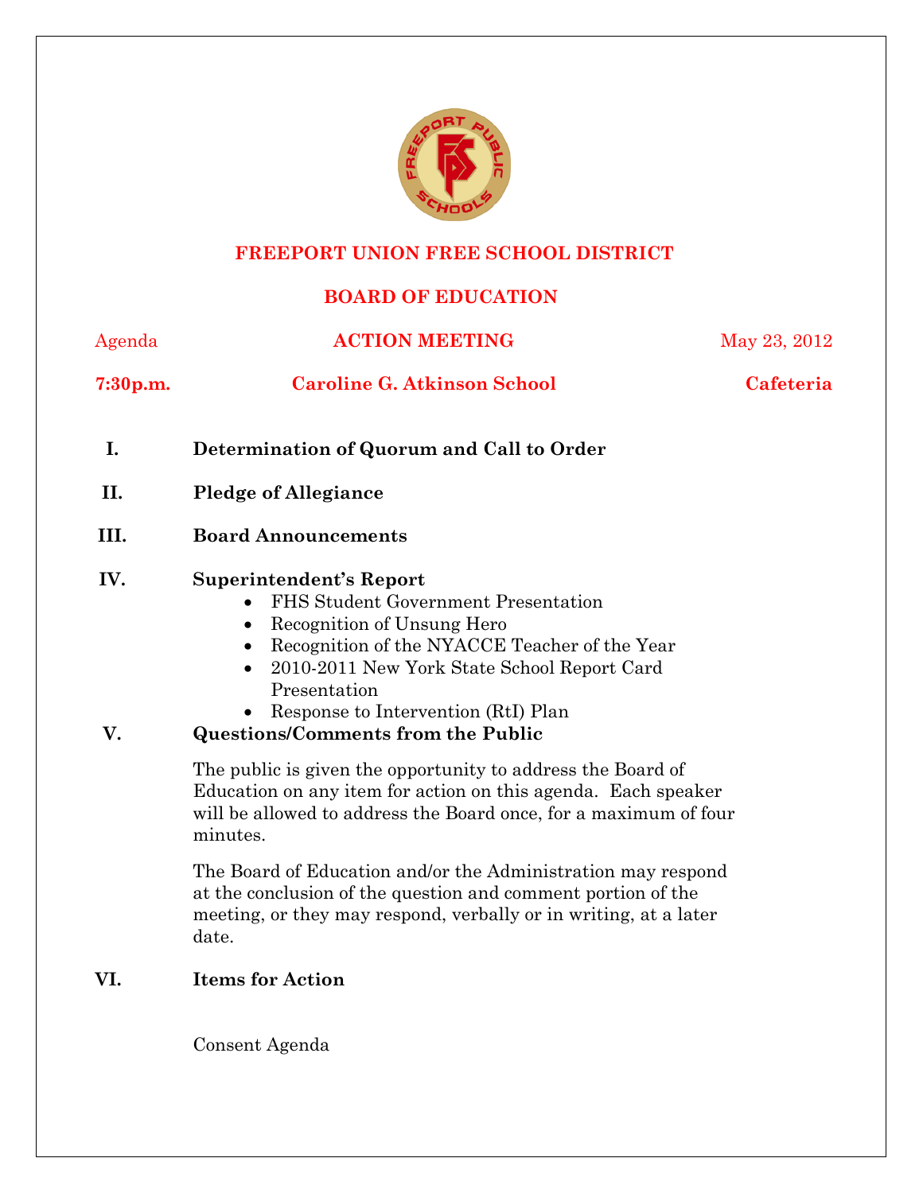# FREEPORT UNION FREE SCHOOL DISTRICT

## BOARD OF EDUCATION

Agenda | **ACTION MEETING** | May 23, 2012

**7:30p.m.** | **Caroline G. Atkinson School** | **Cafeteria**

**I. Determination of Quorum and Call to Order**

**II. Pledge of Allegiance**

**III. Board Announcements**

**IV. Superintendent's Report**

- FHS Student Government Presentation
- Recognition of Unsung Hero
- Recognition of the NYACCE Teacher of the Year
- 2010-2011 New York State School Report Card Presentation
- Response to Intervention (RtI) Plan

**V. Questions/Comments from the Public**

The public is given the opportunity to address the Board of Education on any item for action on this agenda. Each speaker will be allowed to address the Board once, for a maximum of four minutes.

The Board of Education and/or the Administration may respond at the conclusion of the question and comment portion of the meeting, or they may respond, verbally or in writing, at a later date.

**VI. Items for Action**

Consent Agenda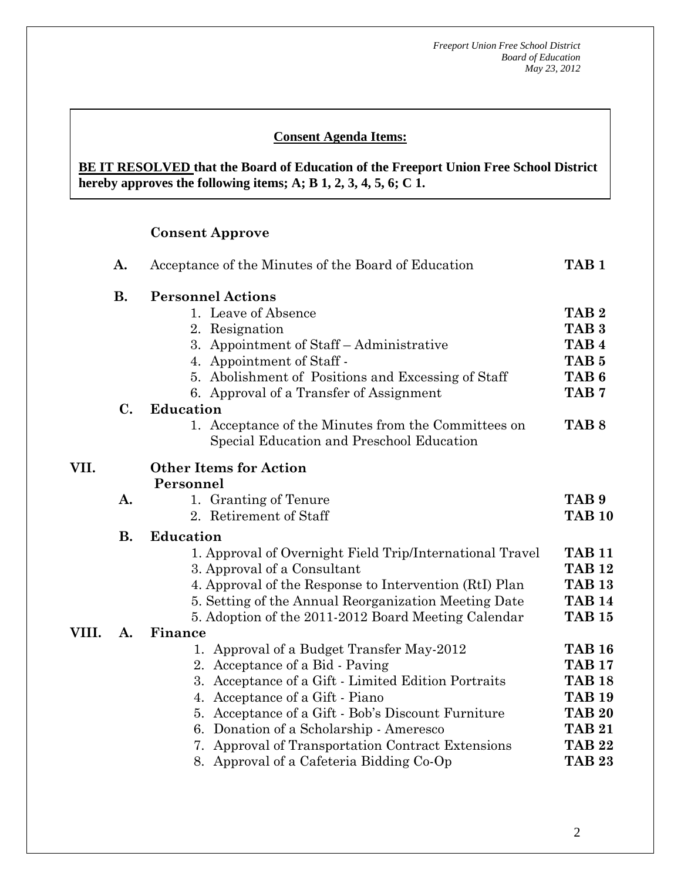**Consent Agenda Items:**

**BE IT RESOLVED that the Board of Education of the Freeport Union Free School District hereby approves the following items; A; B 1, 2, 3, 4, 5, 6; C 1.**

**Consent Approve**

**A.** Acceptance of the Minutes of the Board of Education **TAB 1**

**B. Personnel Actions**

1. Leave of Absence **TAB 2**
2. Resignation **TAB 3**
3. Appointment of Staff – Administrative **TAB 4**
4. Appointment of Staff - **TAB 5**
5. Abolishment of Positions and Excessing of Staff **TAB 6**
6. Approval of a Transfer of Assignment **TAB 7**

**C. Education**

1. Acceptance of the Minutes from the Committees on Special Education and Preschool Education **TAB 8**

**VII. Other Items for Action**

**Personnel**

**A.**

1. Granting of Tenure **TAB 9**
2. Retirement of Staff **TAB 10**

**B. Education**

1. Approval of Overnight Field Trip/International Travel **TAB 11**
3. Approval of a Consultant **TAB 12**
4. Approval of the Response to Intervention (RtI) Plan **TAB 13**
5. Setting of the Annual Reorganization Meeting Date **TAB 14**
5. Adoption of the 2011-2012 Board Meeting Calendar **TAB 15**

**VIII. A. Finance**

1. Approval of a Budget Transfer May-2012 **TAB 16**
2. Acceptance of a Bid - Paving **TAB 17**
3. Acceptance of a Gift - Limited Edition Portraits **TAB 18**
4. Acceptance of a Gift - Piano **TAB 19**
5. Acceptance of a Gift - Bob's Discount Furniture **TAB 20**
6. Donation of a Scholarship - Ameresco **TAB 21**
7. Approval of Transportation Contract Extensions **TAB 22**
8. Approval of a Cafeteria Bidding Co-Op **TAB 23**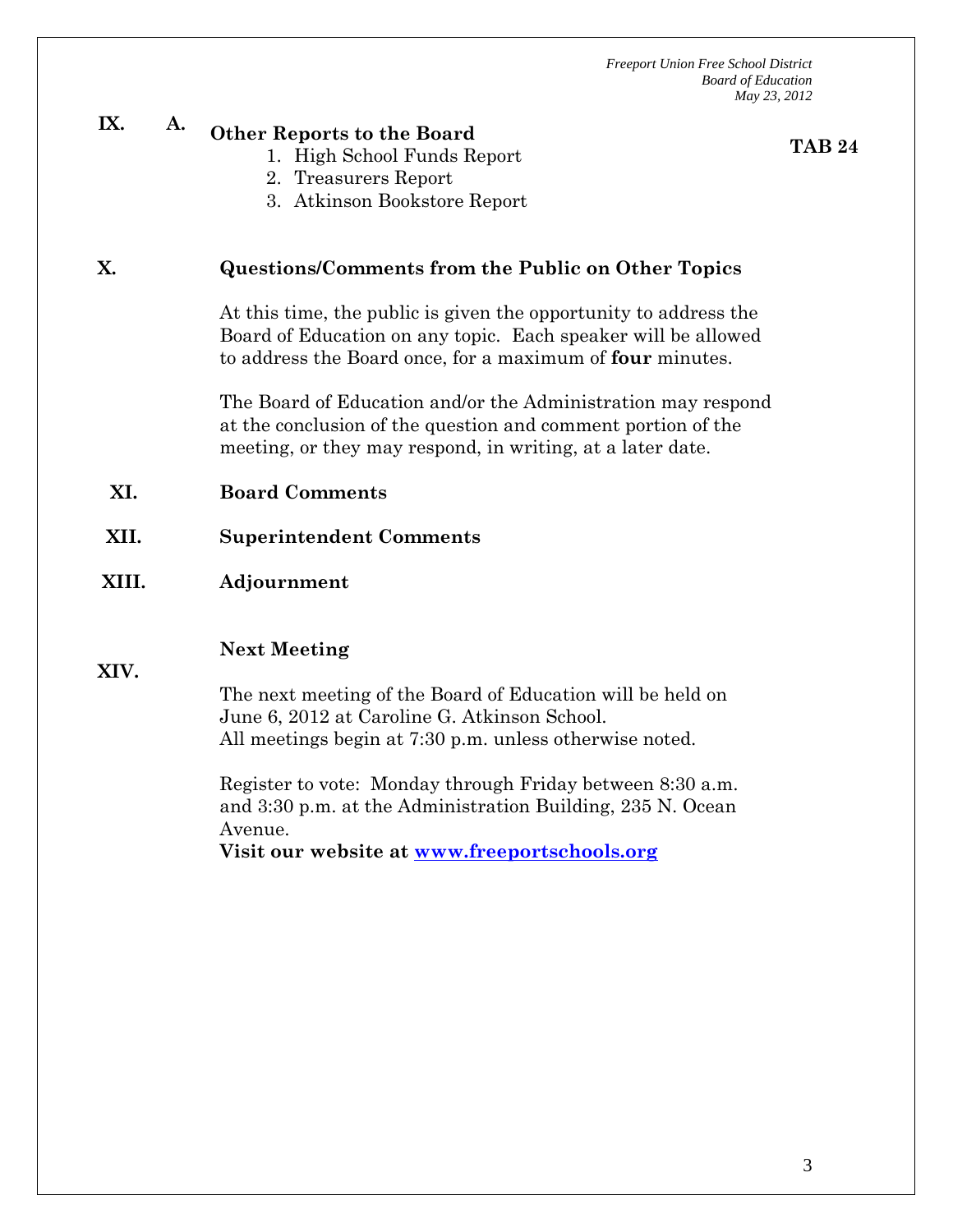**IX. A. Other Reports to the Board** **TAB 24**

1. High School Funds Report
2. Treasurers Report
3. Atkinson Bookstore Report

**X. Questions/Comments from the Public on Other Topics**

At this time, the public is given the opportunity to address the Board of Education on any topic. Each speaker will be allowed to address the Board once, for a maximum of **four** minutes.

The Board of Education and/or the Administration may respond at the conclusion of the question and comment portion of the meeting, or they may respond, in writing, at a later date.

**XI. Board Comments**

**XII. Superintendent Comments**

**XIII. Adjournment**

**XIV. Next Meeting**

The next meeting of the Board of Education will be held on June 6, 2012 at Caroline G. Atkinson School.
All meetings begin at 7:30 p.m. unless otherwise noted.

Register to vote: Monday through Friday between 8:30 a.m. and 3:30 p.m. at the Administration Building, 235 N. Ocean Avenue.
**Visit our website at [www.freeportschools.org](http://www.freeportschools.org)**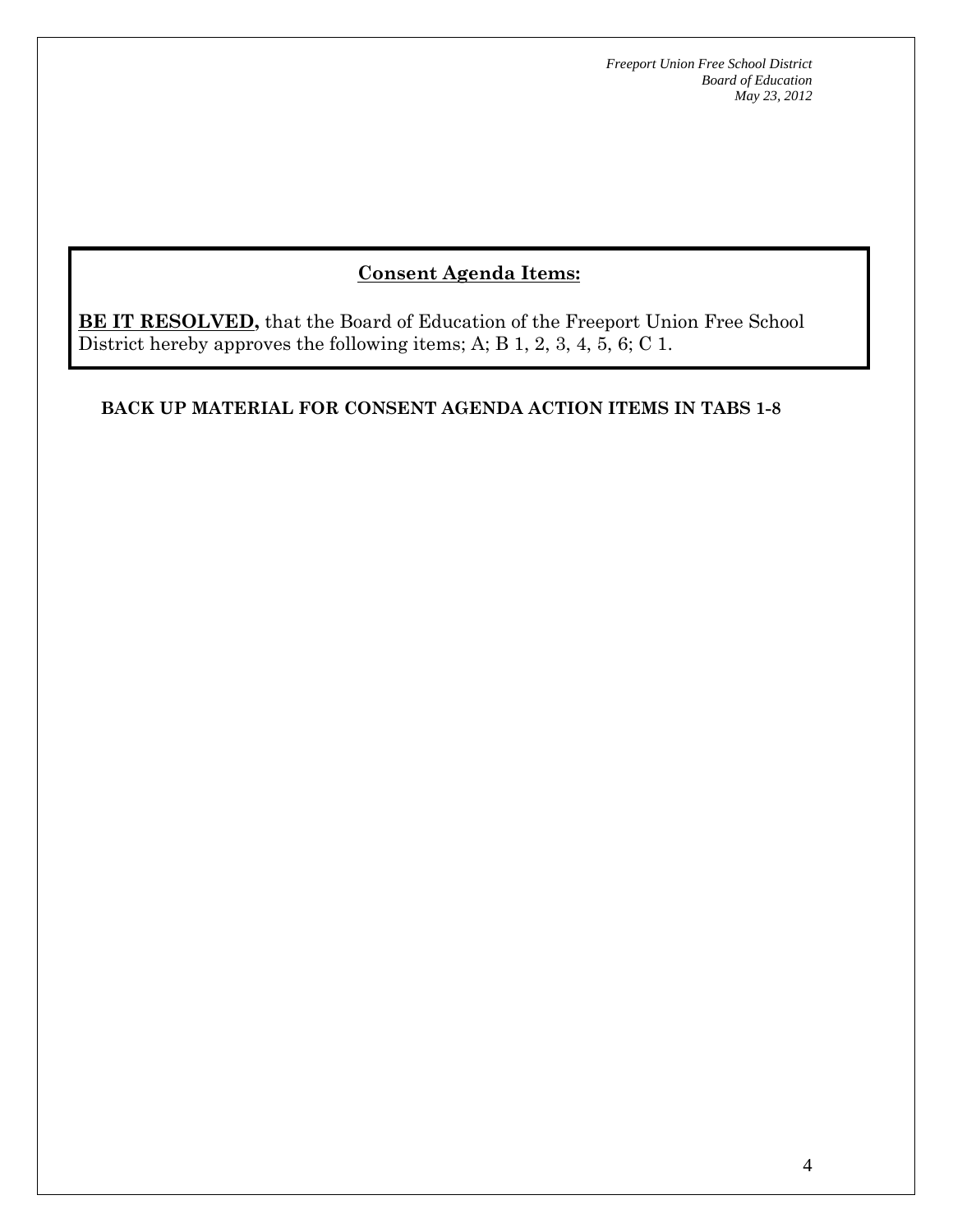## <u>Consent Agenda Items:</u>

**<u>BE IT RESOLVED,</u>** that the Board of Education of the Freeport Union Free School District hereby approves the following items; A; B 1, 2, 3, 4, 5, 6; C 1.

**BACK UP MATERIAL FOR CONSENT AGENDA ACTION ITEMS IN TABS 1-8**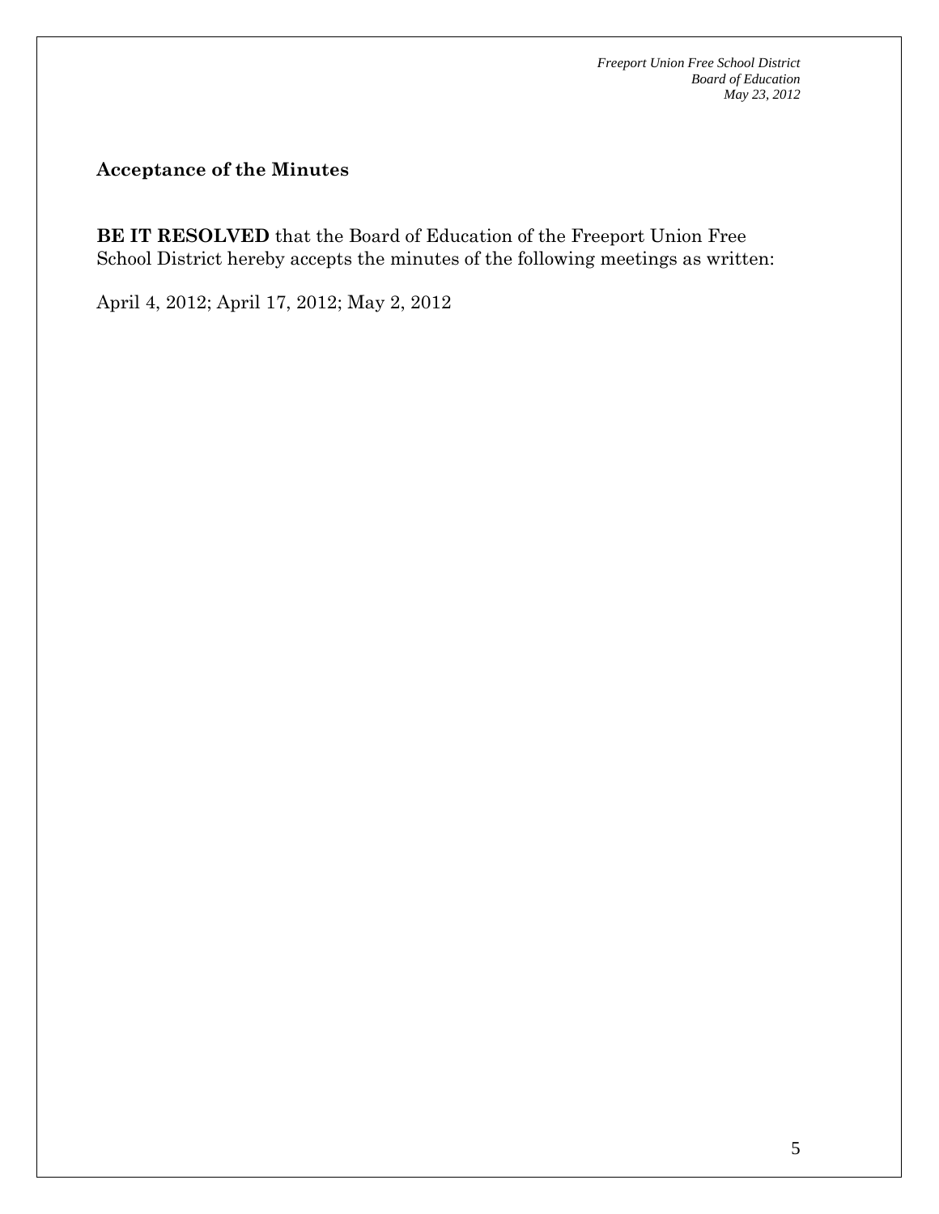**Acceptance of the Minutes**

**BE IT RESOLVED** that the Board of Education of the Freeport Union Free School District hereby accepts the minutes of the following meetings as written:

April 4, 2012; April 17, 2012; May 2, 2012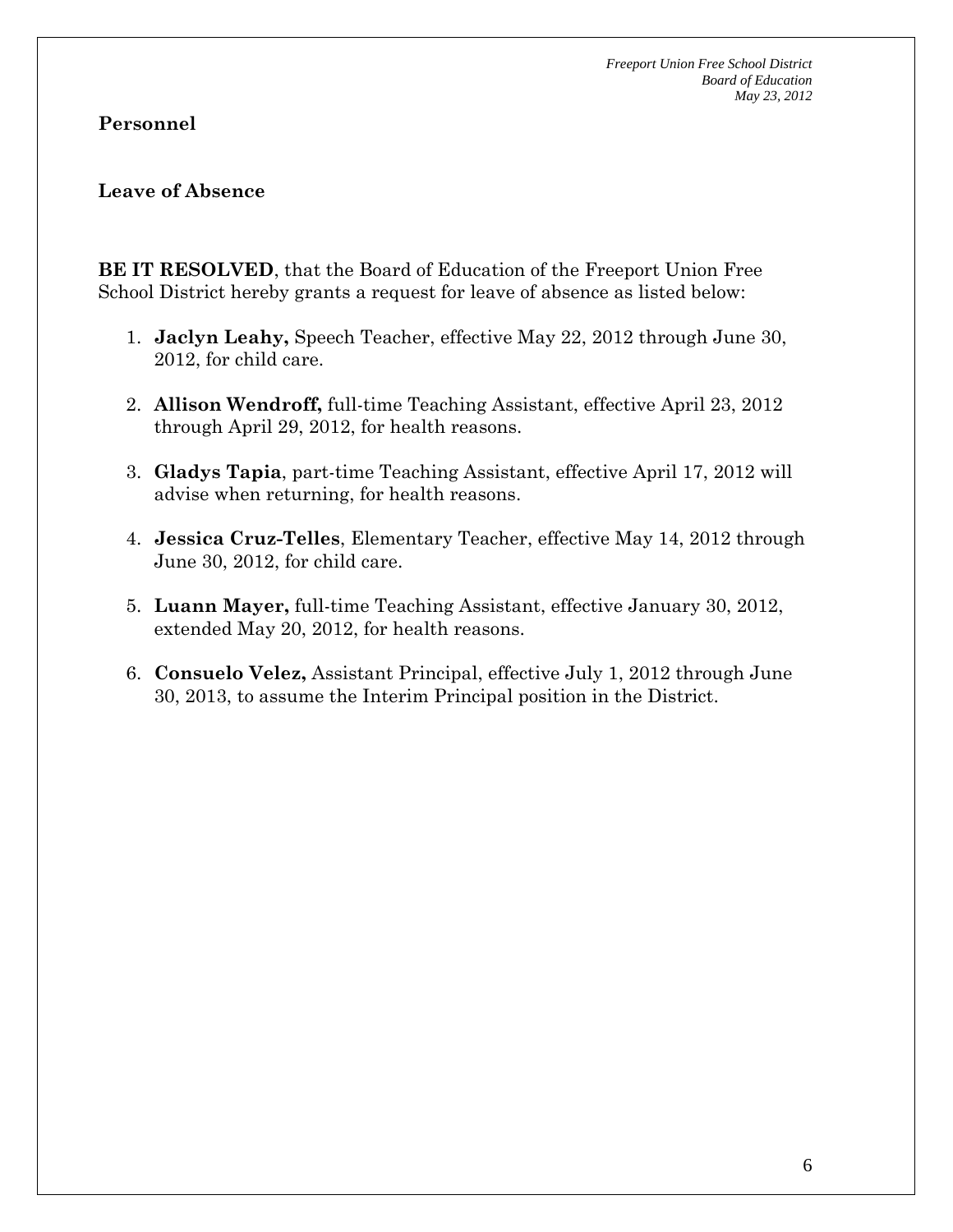**Personnel**

**Leave of Absence**

**BE IT RESOLVED**, that the Board of Education of the Freeport Union Free School District hereby grants a request for leave of absence as listed below:

1. **Jaclyn Leahy,** Speech Teacher, effective May 22, 2012 through June 30, 2012, for child care.
2. **Allison Wendroff,** full-time Teaching Assistant, effective April 23, 2012 through April 29, 2012, for health reasons.
3. **Gladys Tapia**, part-time Teaching Assistant, effective April 17, 2012 will advise when returning, for health reasons.
4. **Jessica Cruz-Telles**, Elementary Teacher, effective May 14, 2012 through June 30, 2012, for child care.
5. **Luann Mayer,** full-time Teaching Assistant, effective January 30, 2012, extended May 20, 2012, for health reasons.
6. **Consuelo Velez,** Assistant Principal, effective July 1, 2012 through June 30, 2013, to assume the Interim Principal position in the District.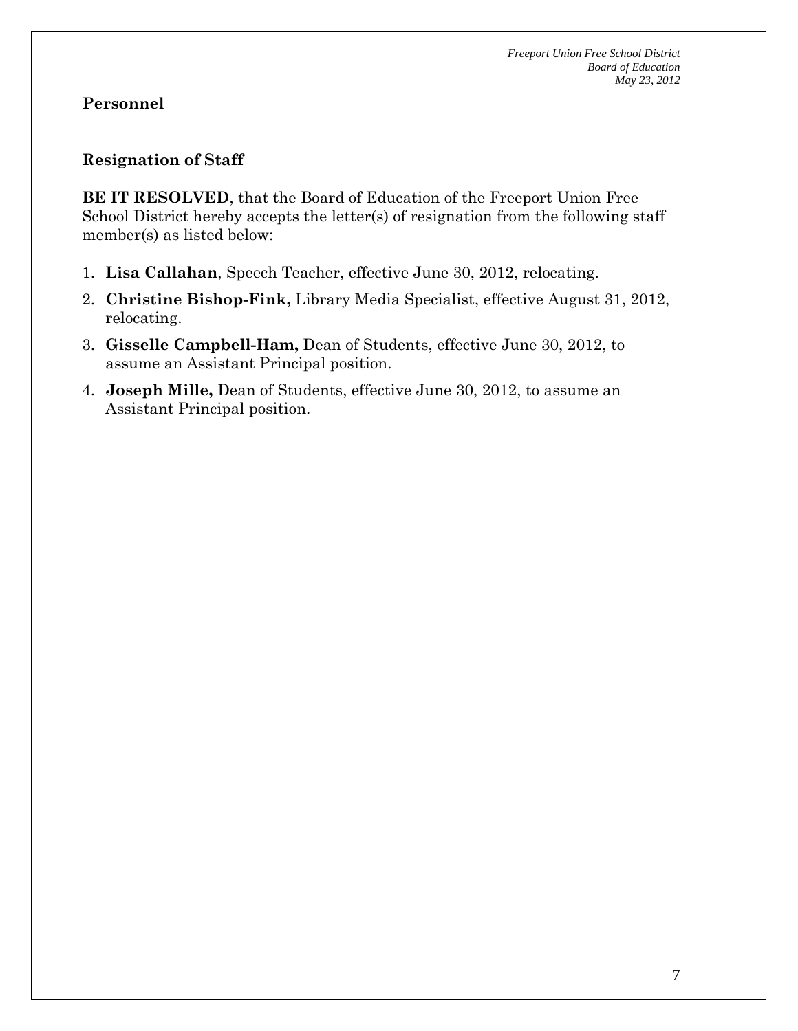## Personnel

### Resignation of Staff

**BE IT RESOLVED**, that the Board of Education of the Freeport Union Free School District hereby accepts the letter(s) of resignation from the following staff member(s) as listed below:

1. **Lisa Callahan**, Speech Teacher, effective June 30, 2012, relocating.
2. **Christine Bishop-Fink,** Library Media Specialist, effective August 31, 2012, relocating.
3. **Gisselle Campbell-Ham,** Dean of Students, effective June 30, 2012, to assume an Assistant Principal position.
4. **Joseph Mille,** Dean of Students, effective June 30, 2012, to assume an Assistant Principal position.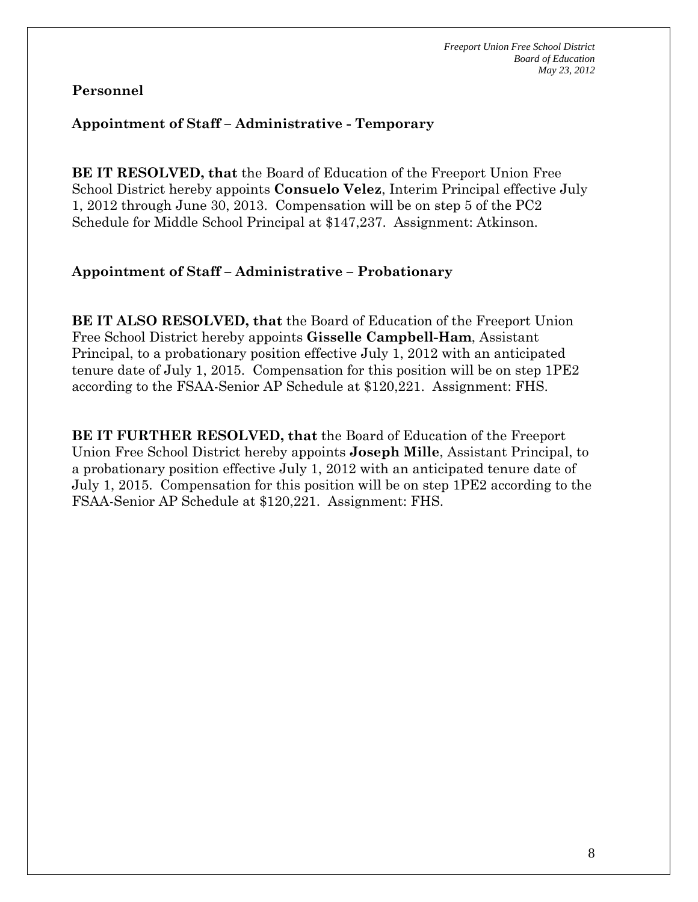**Personnel**

**Appointment of Staff – Administrative - Temporary**

**BE IT RESOLVED, that** the Board of Education of the Freeport Union Free School District hereby appoints **Consuelo Velez**, Interim Principal effective July 1, 2012 through June 30, 2013. Compensation will be on step 5 of the PC2 Schedule for Middle School Principal at $147,237. Assignment: Atkinson.

**Appointment of Staff – Administrative – Probationary**

**BE IT ALSO RESOLVED, that** the Board of Education of the Freeport Union Free School District hereby appoints **Gisselle Campbell-Ham**, Assistant Principal, to a probationary position effective July 1, 2012 with an anticipated tenure date of July 1, 2015. Compensation for this position will be on step 1PE2 according to the FSAA-Senior AP Schedule at $120,221. Assignment: FHS.

**BE IT FURTHER RESOLVED, that** the Board of Education of the Freeport Union Free School District hereby appoints **Joseph Mille**, Assistant Principal, to a probationary position effective July 1, 2012 with an anticipated tenure date of July 1, 2015. Compensation for this position will be on step 1PE2 according to the FSAA-Senior AP Schedule at $120,221. Assignment: FHS.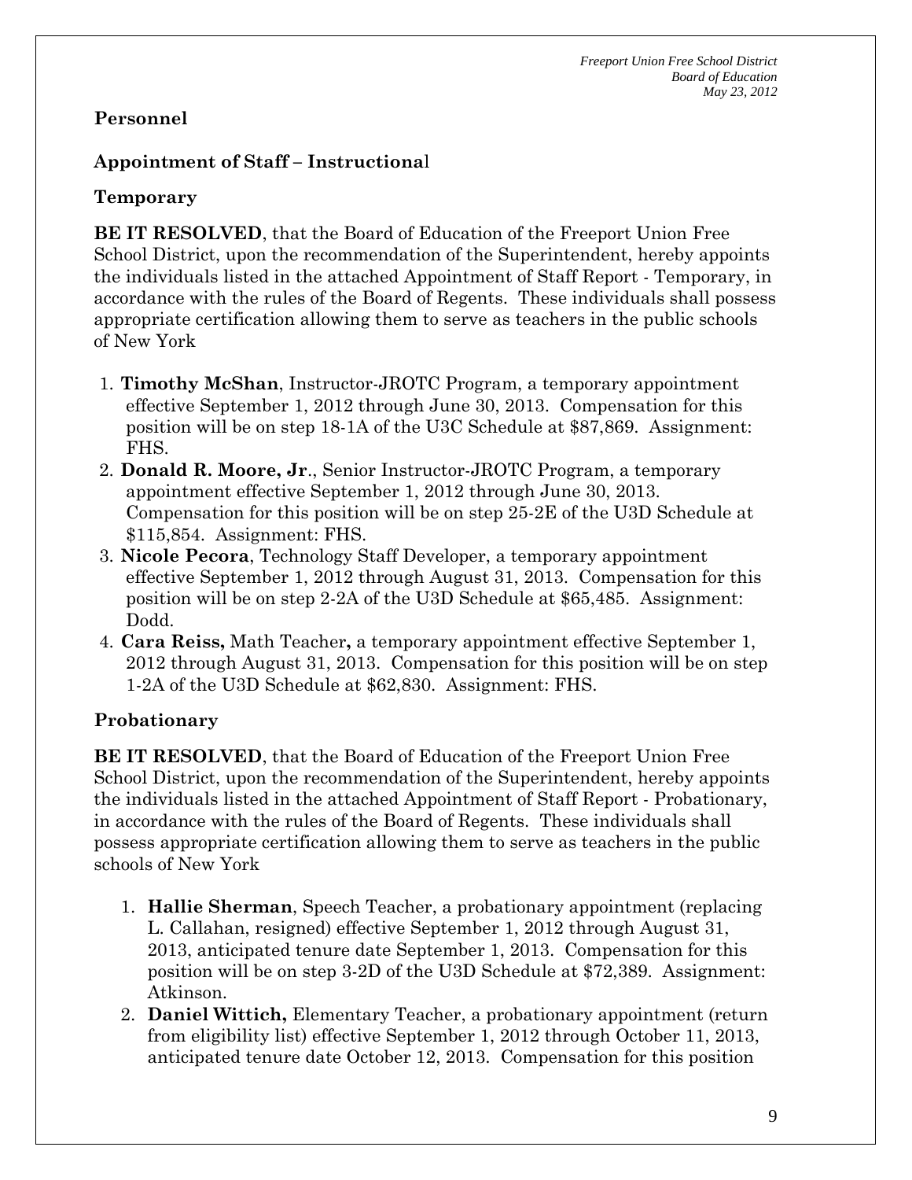**Personnel**

**Appointment of Staff – Instructional**

**Temporary**

**BE IT RESOLVED**, that the Board of Education of the Freeport Union Free School District, upon the recommendation of the Superintendent, hereby appoints the individuals listed in the attached Appointment of Staff Report - Temporary, in accordance with the rules of the Board of Regents. These individuals shall possess appropriate certification allowing them to serve as teachers in the public schools of New York

1. **Timothy McShan**, Instructor-JROTC Program, a temporary appointment effective September 1, 2012 through June 30, 2013. Compensation for this position will be on step 18-1A of the U3C Schedule at $87,869. Assignment: FHS.
2. **Donald R. Moore, Jr**., Senior Instructor-JROTC Program, a temporary appointment effective September 1, 2012 through June 30, 2013. Compensation for this position will be on step 25-2E of the U3D Schedule at $115,854. Assignment: FHS.
3. **Nicole Pecora**, Technology Staff Developer, a temporary appointment effective September 1, 2012 through August 31, 2013. Compensation for this position will be on step 2-2A of the U3D Schedule at $65,485. Assignment: Dodd.
4. **Cara Reiss,** Math Teacher**,** a temporary appointment effective September 1, 2012 through August 31, 2013. Compensation for this position will be on step 1-2A of the U3D Schedule at $62,830. Assignment: FHS.

**Probationary**

**BE IT RESOLVED**, that the Board of Education of the Freeport Union Free School District, upon the recommendation of the Superintendent, hereby appoints the individuals listed in the attached Appointment of Staff Report - Probationary, in accordance with the rules of the Board of Regents. These individuals shall possess appropriate certification allowing them to serve as teachers in the public schools of New York

1. **Hallie Sherman**, Speech Teacher, a probationary appointment (replacing L. Callahan, resigned) effective September 1, 2012 through August 31, 2013, anticipated tenure date September 1, 2013. Compensation for this position will be on step 3-2D of the U3D Schedule at $72,389. Assignment: Atkinson.
2. **Daniel Wittich,** Elementary Teacher, a probationary appointment (return from eligibility list) effective September 1, 2012 through October 11, 2013, anticipated tenure date October 12, 2013. Compensation for this position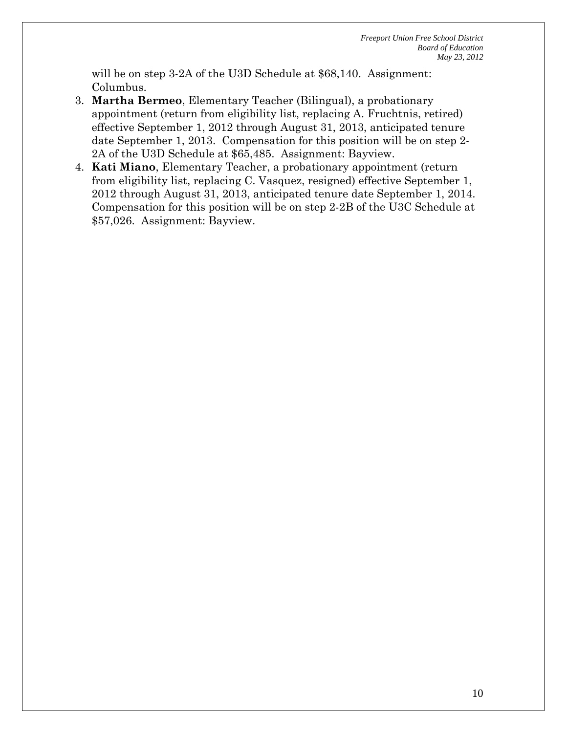will be on step 3-2A of the U3D Schedule at $68,140. Assignment: Columbus.

3. **Martha Bermeo**, Elementary Teacher (Bilingual), a probationary appointment (return from eligibility list, replacing A. Fruchtnis, retired) effective September 1, 2012 through August 31, 2013, anticipated tenure date September 1, 2013. Compensation for this position will be on step 2-2A of the U3D Schedule at $65,485. Assignment: Bayview.
4. **Kati Miano**, Elementary Teacher, a probationary appointment (return from eligibility list, replacing C. Vasquez, resigned) effective September 1, 2012 through August 31, 2013, anticipated tenure date September 1, 2014. Compensation for this position will be on step 2-2B of the U3C Schedule at $57,026. Assignment: Bayview.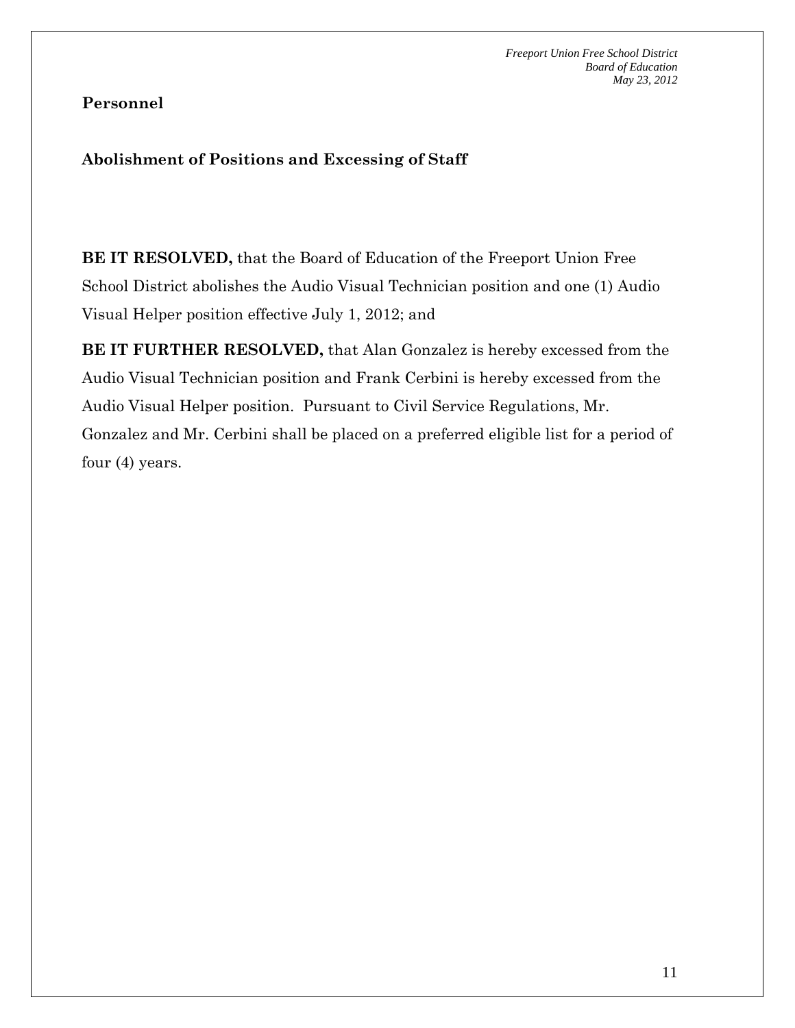**Personnel**

**Abolishment of Positions and Excessing of Staff**

**BE IT RESOLVED,** that the Board of Education of the Freeport Union Free School District abolishes the Audio Visual Technician position and one (1) Audio Visual Helper position effective July 1, 2012; and

**BE IT FURTHER RESOLVED,** that Alan Gonzalez is hereby excessed from the Audio Visual Technician position and Frank Cerbini is hereby excessed from the Audio Visual Helper position. Pursuant to Civil Service Regulations, Mr. Gonzalez and Mr. Cerbini shall be placed on a preferred eligible list for a period of four (4) years.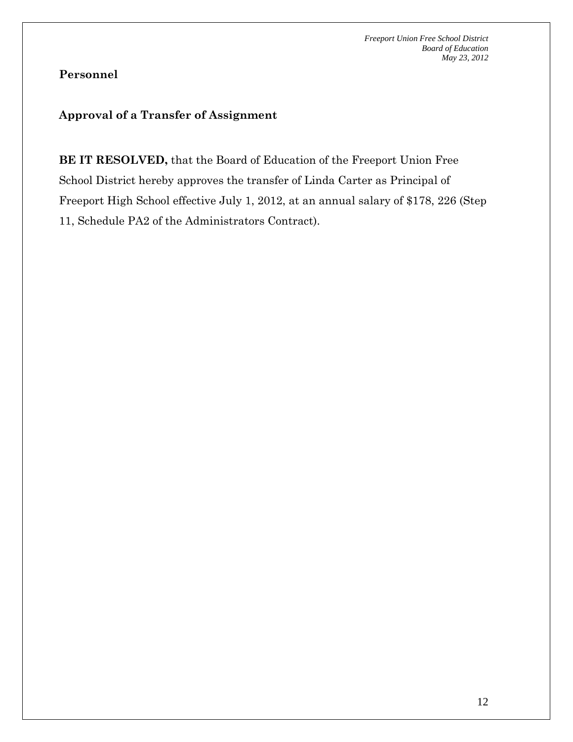**Personnel**

**Approval of a Transfer of Assignment**

**BE IT RESOLVED,** that the Board of Education of the Freeport Union Free School District hereby approves the transfer of Linda Carter as Principal of Freeport High School effective July 1, 2012, at an annual salary of $178, 226 (Step 11, Schedule PA2 of the Administrators Contract).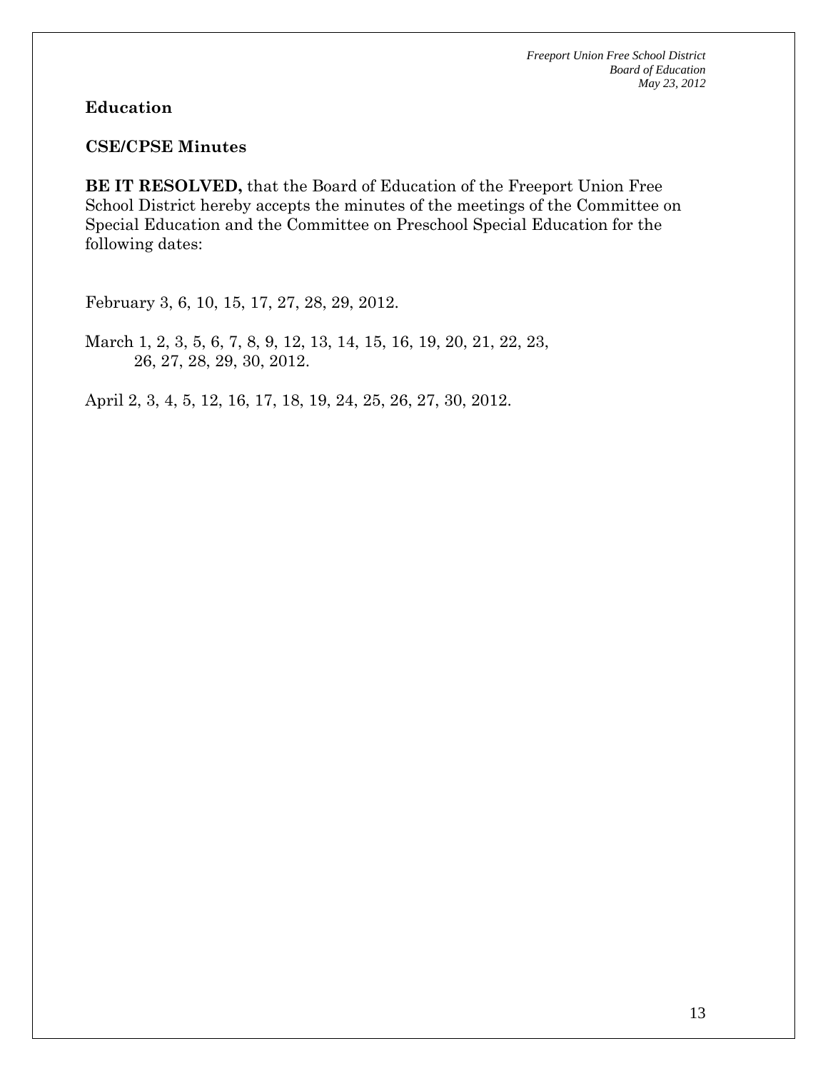**Education**

**CSE/CPSE Minutes**

**BE IT RESOLVED,** that the Board of Education of the Freeport Union Free School District hereby accepts the minutes of the meetings of the Committee on Special Education and the Committee on Preschool Special Education for the following dates:

February 3, 6, 10, 15, 17, 27, 28, 29, 2012.

March 1, 2, 3, 5, 6, 7, 8, 9, 12, 13, 14, 15, 16, 19, 20, 21, 22, 23, 26, 27, 28, 29, 30, 2012.

April 2, 3, 4, 5, 12, 16, 17, 18, 19, 24, 25, 26, 27, 30, 2012.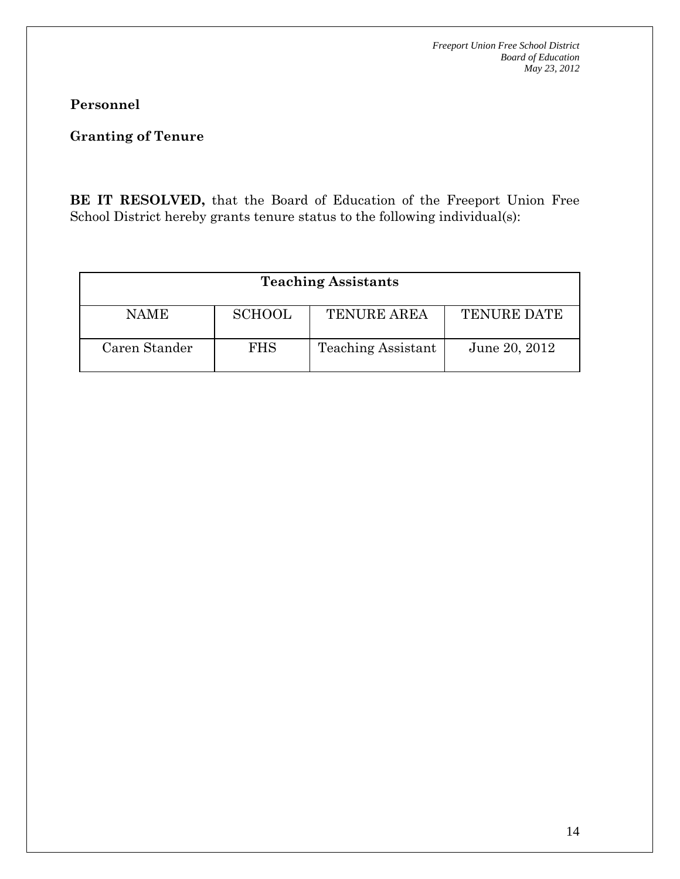**Personnel**

**Granting of Tenure**

**BE IT RESOLVED,** that the Board of Education of the Freeport Union Free School District hereby grants tenure status to the following individual(s):

| **Teaching Assistants** | | | |
|---|---|---|---|
| NAME | SCHOOL | TENURE AREA | TENURE DATE |
| Caren Stander | FHS | Teaching Assistant | June 20, 2012 |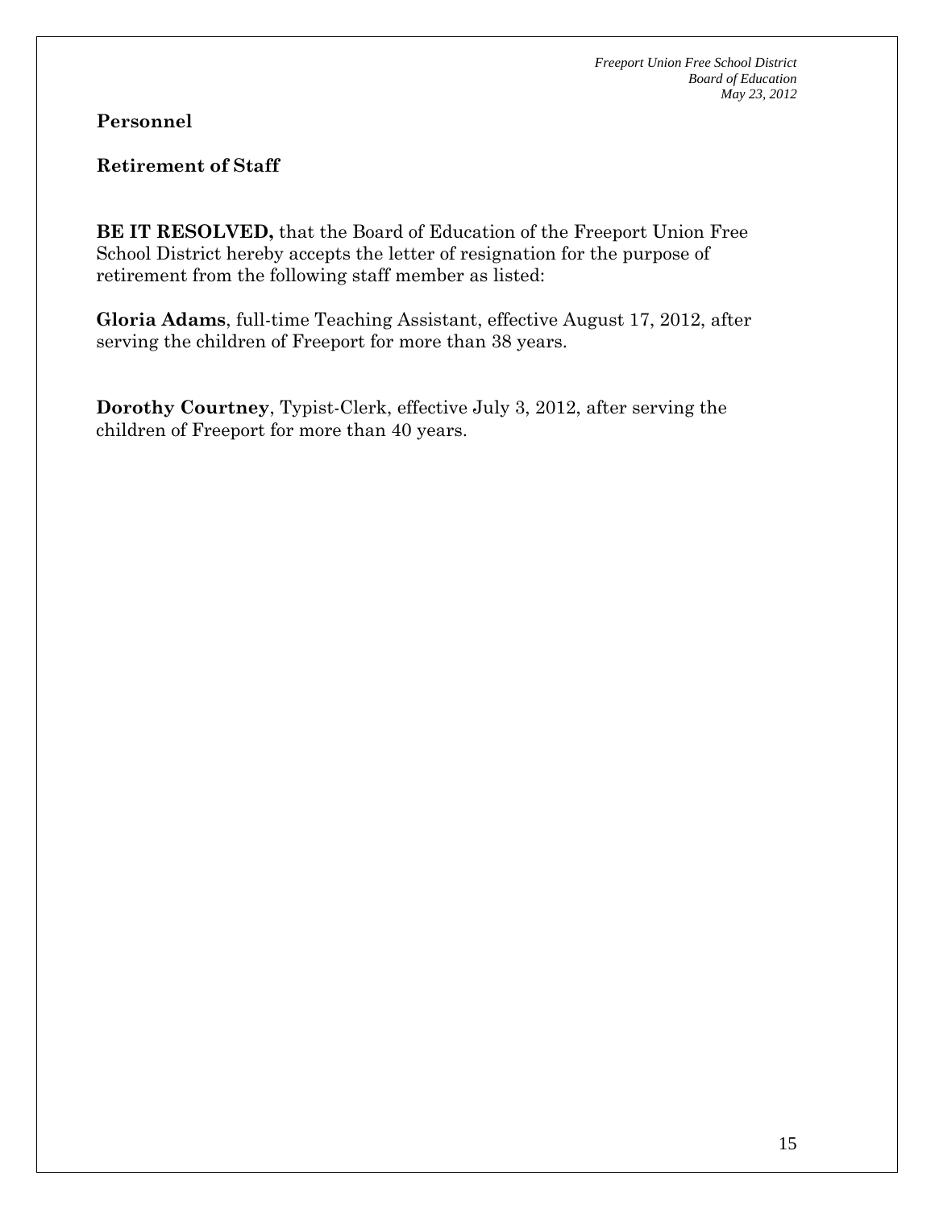## Personnel

### Retirement of Staff

**BE IT RESOLVED,** that the Board of Education of the Freeport Union Free School District hereby accepts the letter of resignation for the purpose of retirement from the following staff member as listed:

**Gloria Adams**, full-time Teaching Assistant, effective August 17, 2012, after serving the children of Freeport for more than 38 years.

**Dorothy Courtney**, Typist-Clerk, effective July 3, 2012, after serving the children of Freeport for more than 40 years.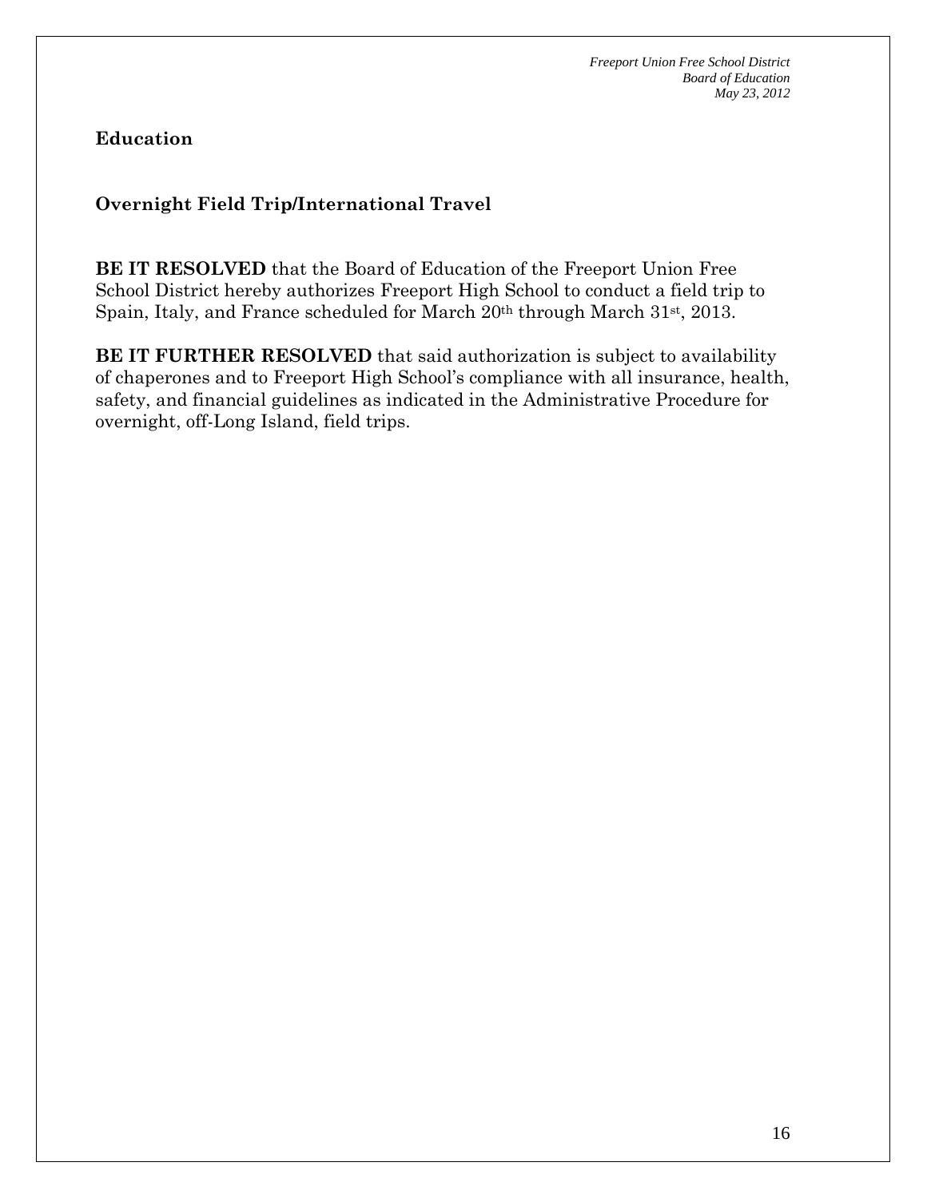## Education

### Overnight Field Trip/International Travel

**BE IT RESOLVED** that the Board of Education of the Freeport Union Free School District hereby authorizes Freeport High School to conduct a field trip to Spain, Italy, and France scheduled for March 20th through March 31st, 2013.

**BE IT FURTHER RESOLVED** that said authorization is subject to availability of chaperones and to Freeport High School's compliance with all insurance, health, safety, and financial guidelines as indicated in the Administrative Procedure for overnight, off-Long Island, field trips.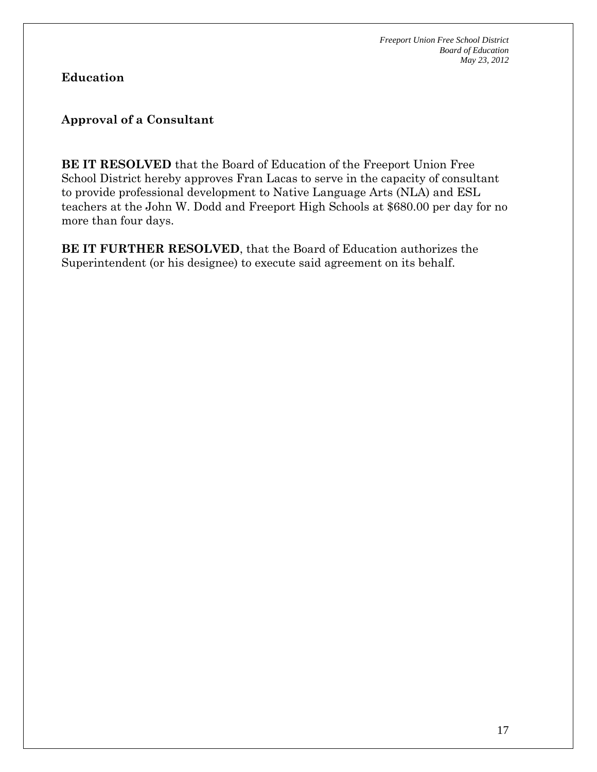## Education

### Approval of a Consultant

**BE IT RESOLVED** that the Board of Education of the Freeport Union Free School District hereby approves Fran Lacas to serve in the capacity of consultant to provide professional development to Native Language Arts (NLA) and ESL teachers at the John W. Dodd and Freeport High Schools at $680.00 per day for no more than four days.

**BE IT FURTHER RESOLVED**, that the Board of Education authorizes the Superintendent (or his designee) to execute said agreement on its behalf.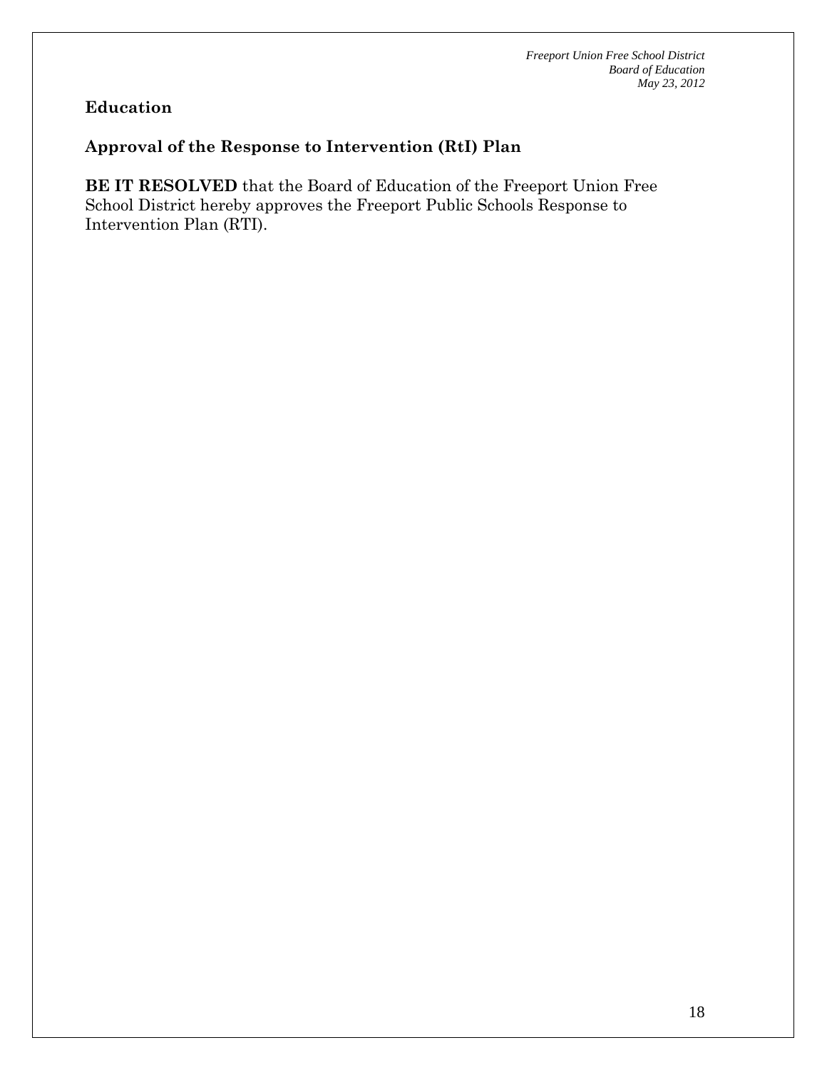**Education**

**Approval of the Response to Intervention (RtI) Plan**

**BE IT RESOLVED** that the Board of Education of the Freeport Union Free School District hereby approves the Freeport Public Schools Response to Intervention Plan (RTI).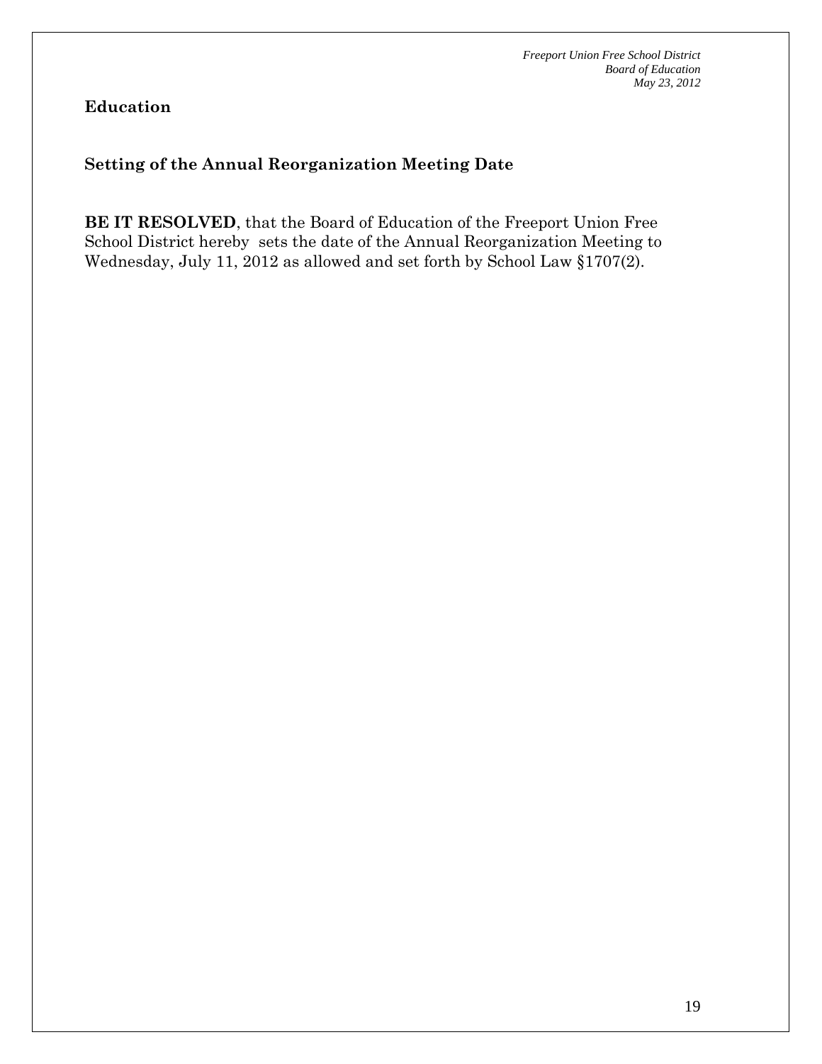**Education**

**Setting of the Annual Reorganization Meeting Date**

**BE IT RESOLVED**, that the Board of Education of the Freeport Union Free School District hereby sets the date of the Annual Reorganization Meeting to Wednesday, July 11, 2012 as allowed and set forth by School Law §1707(2).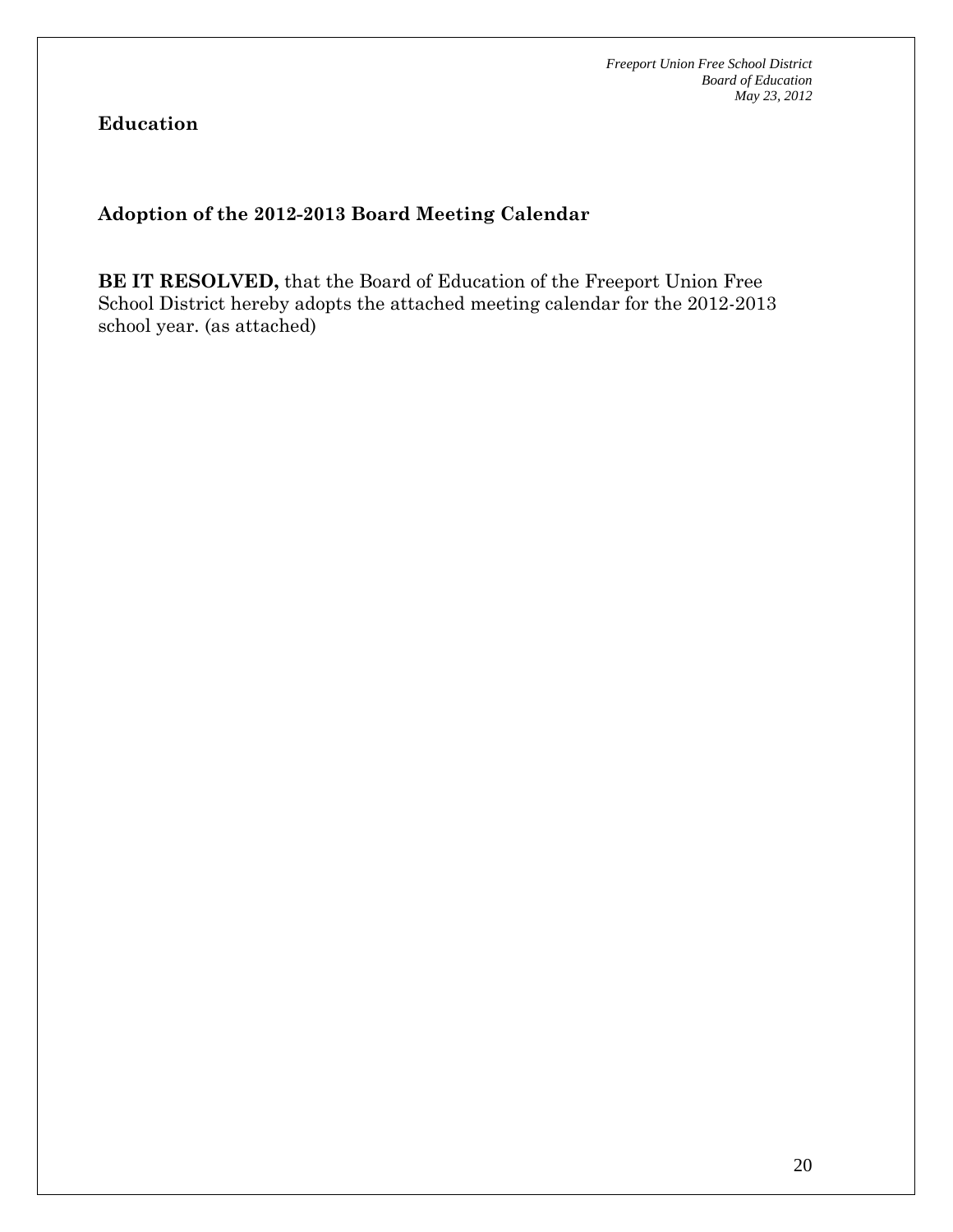**Education**

## Adoption of the 2012-2013 Board Meeting Calendar

**BE IT RESOLVED,** that the Board of Education of the Freeport Union Free School District hereby adopts the attached meeting calendar for the 2012-2013 school year. (as attached)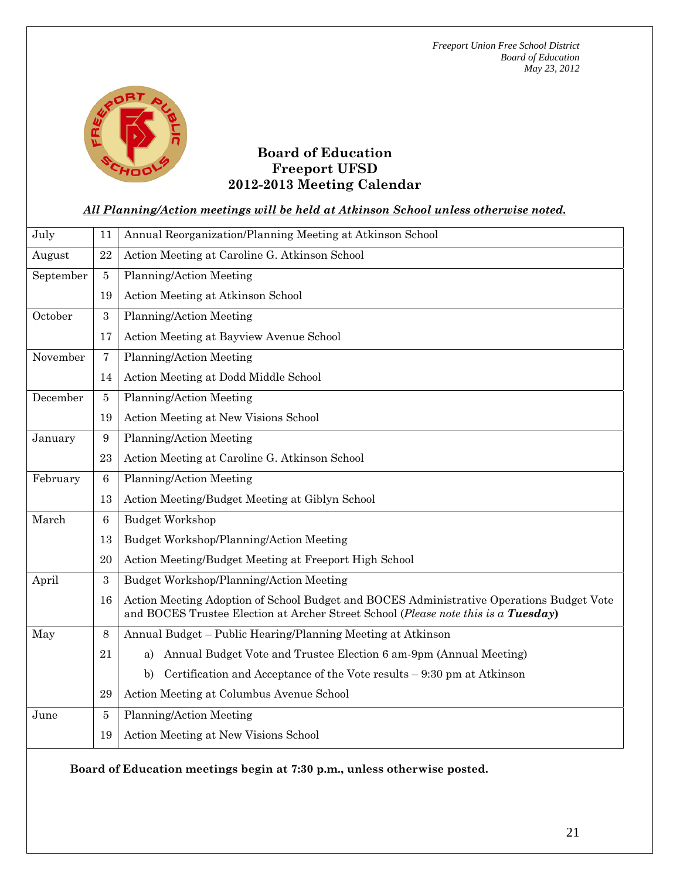*Freeport Union Free School District*
*Board of Education*
*May 23, 2012*

# Board of Education
# Freeport UFSD
# 2012-2013 Meeting Calendar

***All Planning/Action meetings will be held at Atkinson School unless otherwise noted.***

| | | |
|---|---|---|
| July | 11 | Annual Reorganization/Planning Meeting at Atkinson School |
| August | 22 | Action Meeting at Caroline G. Atkinson School |
| September | 5 | Planning/Action Meeting |
| | 19 | Action Meeting at Atkinson School |
| October | 3 | Planning/Action Meeting |
| | 17 | Action Meeting at Bayview Avenue School |
| November | 7 | Planning/Action Meeting |
| | 14 | Action Meeting at Dodd Middle School |
| December | 5 | Planning/Action Meeting |
| | 19 | Action Meeting at New Visions School |
| January | 9 | Planning/Action Meeting |
| | 23 | Action Meeting at Caroline G. Atkinson School |
| February | 6 | Planning/Action Meeting |
| | 13 | Action Meeting/Budget Meeting at Giblyn School |
| March | 6 | Budget Workshop |
| | 13 | Budget Workshop/Planning/Action Meeting |
| | 20 | Action Meeting/Budget Meeting at Freeport High School |
| April | 3 | Budget Workshop/Planning/Action Meeting |
| | 16 | Action Meeting Adoption of School Budget and BOCES Administrative Operations Budget Vote and BOCES Trustee Election at Archer Street School (*Please note this is a **Tuesday***) |
| May | 8 | Annual Budget – Public Hearing/Planning Meeting at Atkinson |
| | 21 | a) Annual Budget Vote and Trustee Election 6 am-9pm (Annual Meeting) |
| | | b) Certification and Acceptance of the Vote results – 9:30 pm at Atkinson |
| | 29 | Action Meeting at Columbus Avenue School |
| June | 5 | Planning/Action Meeting |
| | 19 | Action Meeting at New Visions School |

**Board of Education meetings begin at 7:30 p.m., unless otherwise posted.**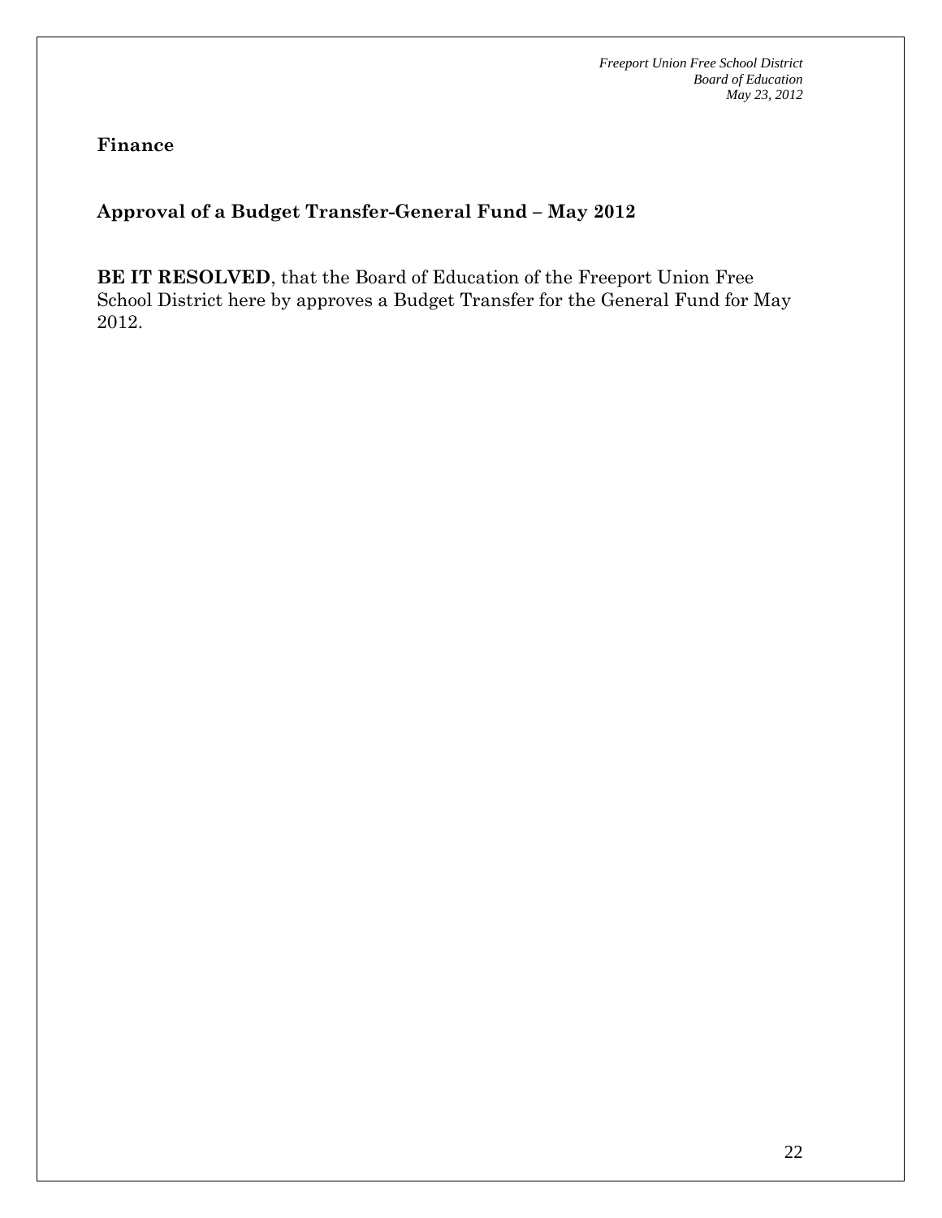**Finance**

**Approval of a Budget Transfer-General Fund – May 2012**

**BE IT RESOLVED**, that the Board of Education of the Freeport Union Free School District here by approves a Budget Transfer for the General Fund for May 2012.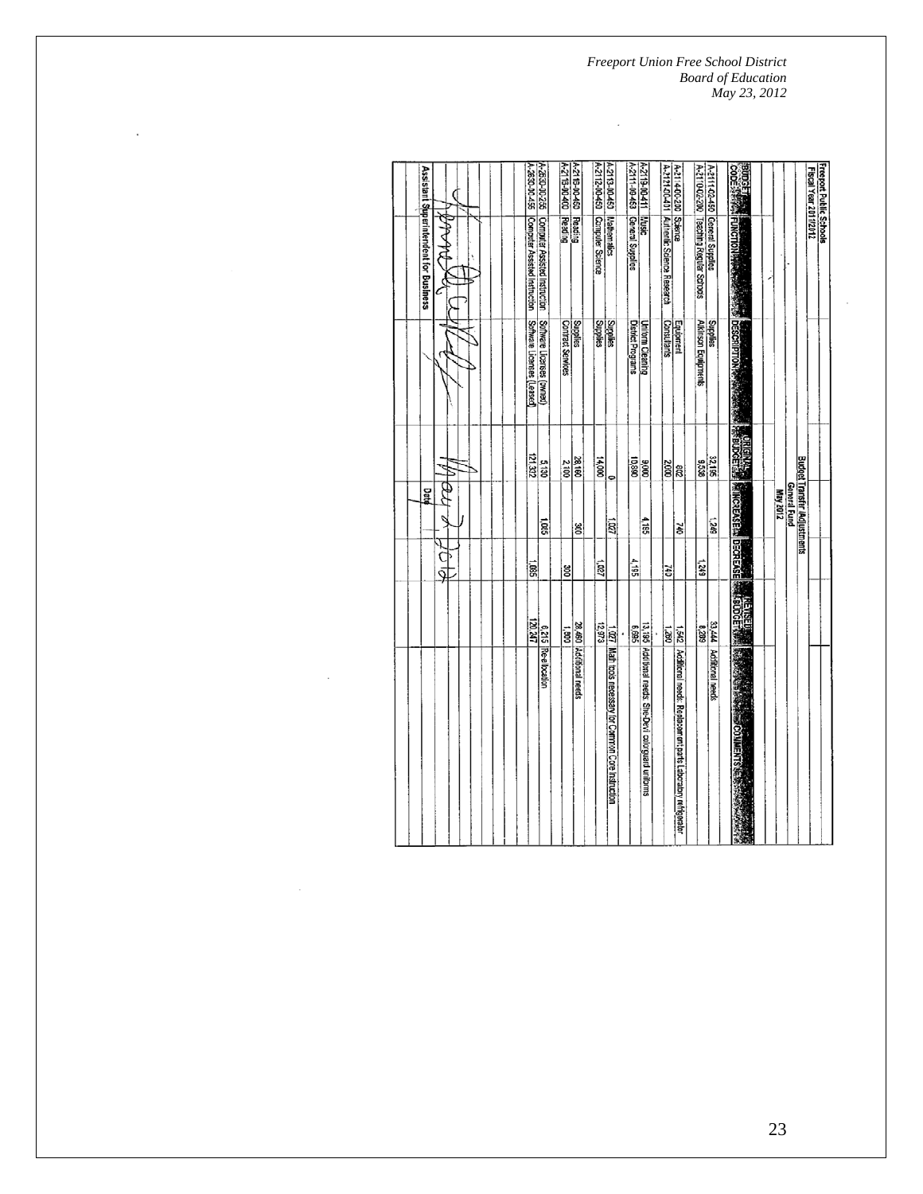*Freeport Union Free School District*
*Board of Education*
*May 23, 2012*

Freeport Public Schools
Fiscal Year 2011/2012

Budget Transfer /Adjustments
General Fund
May 2012

| BUDGET CODE | FUNCTION | DESCRIPTION | ORIGINAL BUDGET | INCREASE | DECREASE | REVISED BUDGET | COMMENTS |
|---|---|---|---|---|---|---|---|
| A-2111-02-450 | General Supplies | Supplies | 32,195 | 1,249 | | 33,444 | Additional needs |
| A-2110-02-200 | Teaching Regular Schools | Atkinson Equipments | 9,538 | | 1,249 | 8,289 | |
| A-2114-00-200 | Science | Equipment | 802 | 740 | | 1,542 | Additional needs: Replacement parts Laboratory refrigerator |
| A-2121-00-401 | Authentic Science Research | Consultants | 2,000 | | 740 | 1,260 | |
| A-2119-00-411 | Music | Uniform Cleaning | 9,000 | 4,195 | | 13,195 | Additional needs: She-Devil colorguard uniforms |
| A-2111-09-453 | General Supplies | District Programs | 10,890 | | 4,195 | 6,695 | |
| A-2113-00-450 | Mathematics | Supplies | 0 | 1,027 | | 1,027 | Math tools necessary for Common Core Instruction |
| A-2112-00-450 | Computer Science | Supplies | 14,000 | | 1,027 | 12,973 | |
| A-2115-00-450 | Reading | Supplies | 28,160 | 300 | | 28,460 | Additional needs |
| A-2115-00-400 | Reading | Contract Services | 2,100 | | 300 | 1,800 | |
| A-2630-00-256 | Computer Assisted Instruction | Software Licenses (owned) | 5,130 | 1,085 | | 6,215 | Re-allocation |
| A-2630-00-456 | Computer Assisted Instruction | Software Licenses (Leased) | 121,332 | | 1,085 | 120,247 | |

Assistant Superintendent for Business

Date: May 2, 2012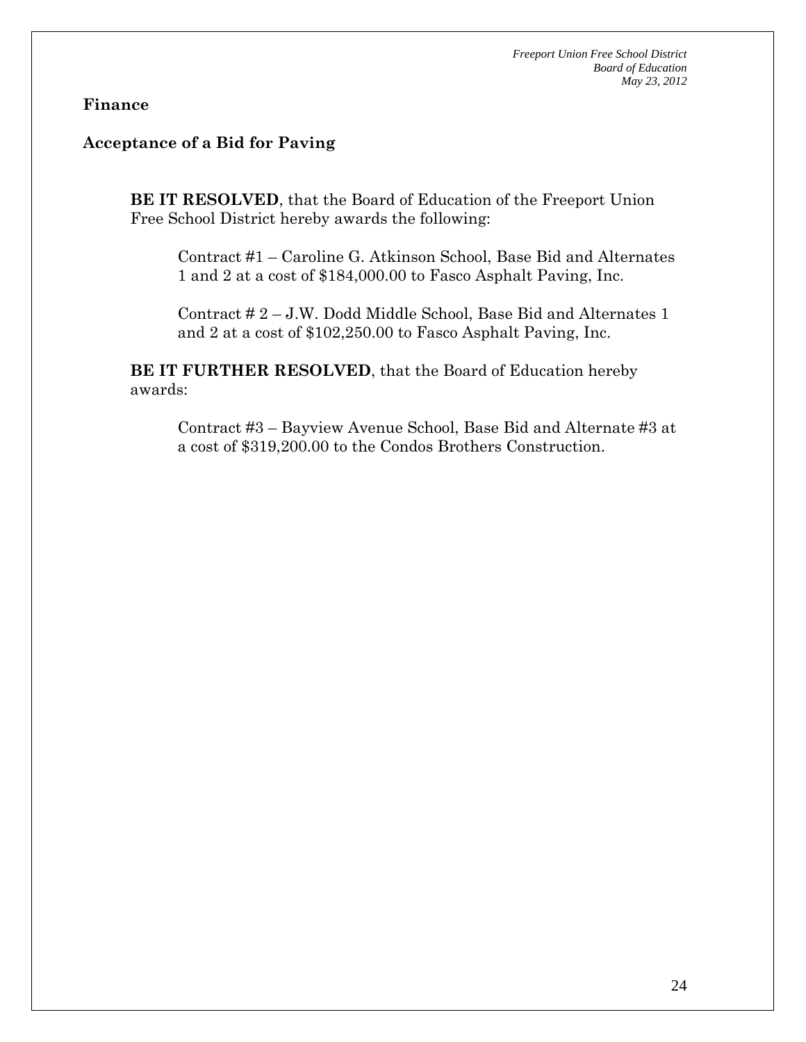## Finance

### Acceptance of a Bid for Paving

**BE IT RESOLVED**, that the Board of Education of the Freeport Union Free School District hereby awards the following:

Contract #1 – Caroline G. Atkinson School, Base Bid and Alternates 1 and 2 at a cost of $184,000.00 to Fasco Asphalt Paving, Inc.

Contract # 2 – J.W. Dodd Middle School, Base Bid and Alternates 1 and 2 at a cost of $102,250.00 to Fasco Asphalt Paving, Inc.

**BE IT FURTHER RESOLVED**, that the Board of Education hereby awards:

Contract #3 – Bayview Avenue School, Base Bid and Alternate #3 at a cost of $319,200.00 to the Condos Brothers Construction.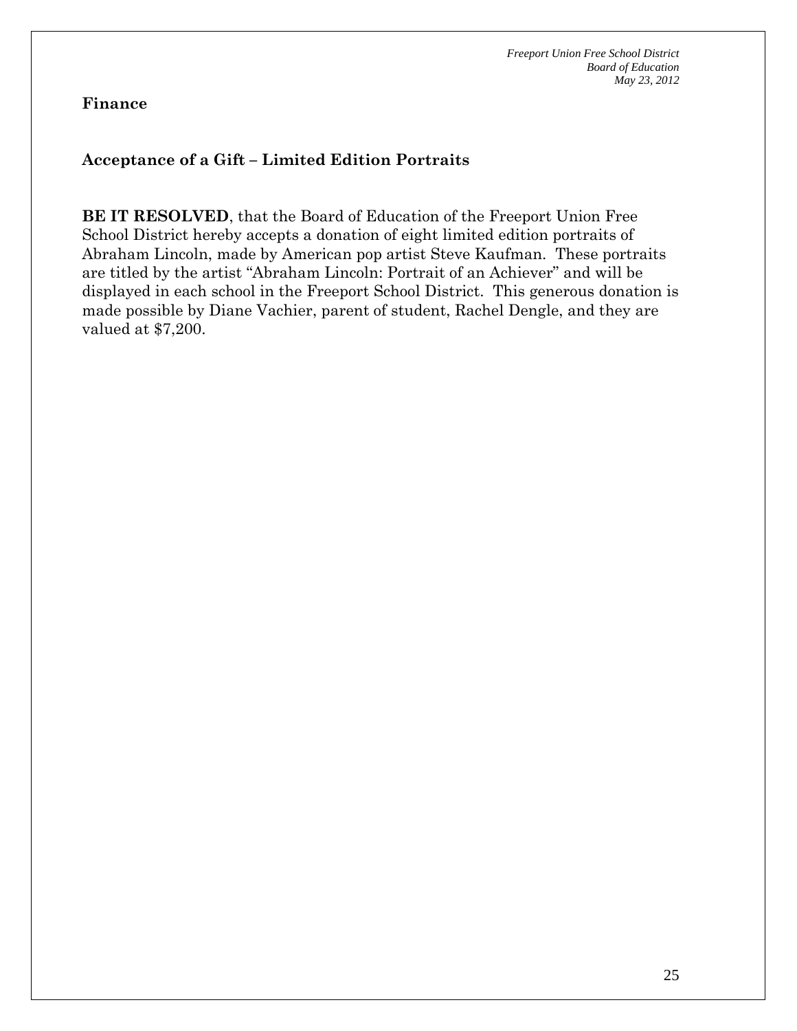## Finance

### Acceptance of a Gift – Limited Edition Portraits

**BE IT RESOLVED**, that the Board of Education of the Freeport Union Free School District hereby accepts a donation of eight limited edition portraits of Abraham Lincoln, made by American pop artist Steve Kaufman. These portraits are titled by the artist "Abraham Lincoln: Portrait of an Achiever" and will be displayed in each school in the Freeport School District. This generous donation is made possible by Diane Vachier, parent of student, Rachel Dengle, and they are valued at $7,200.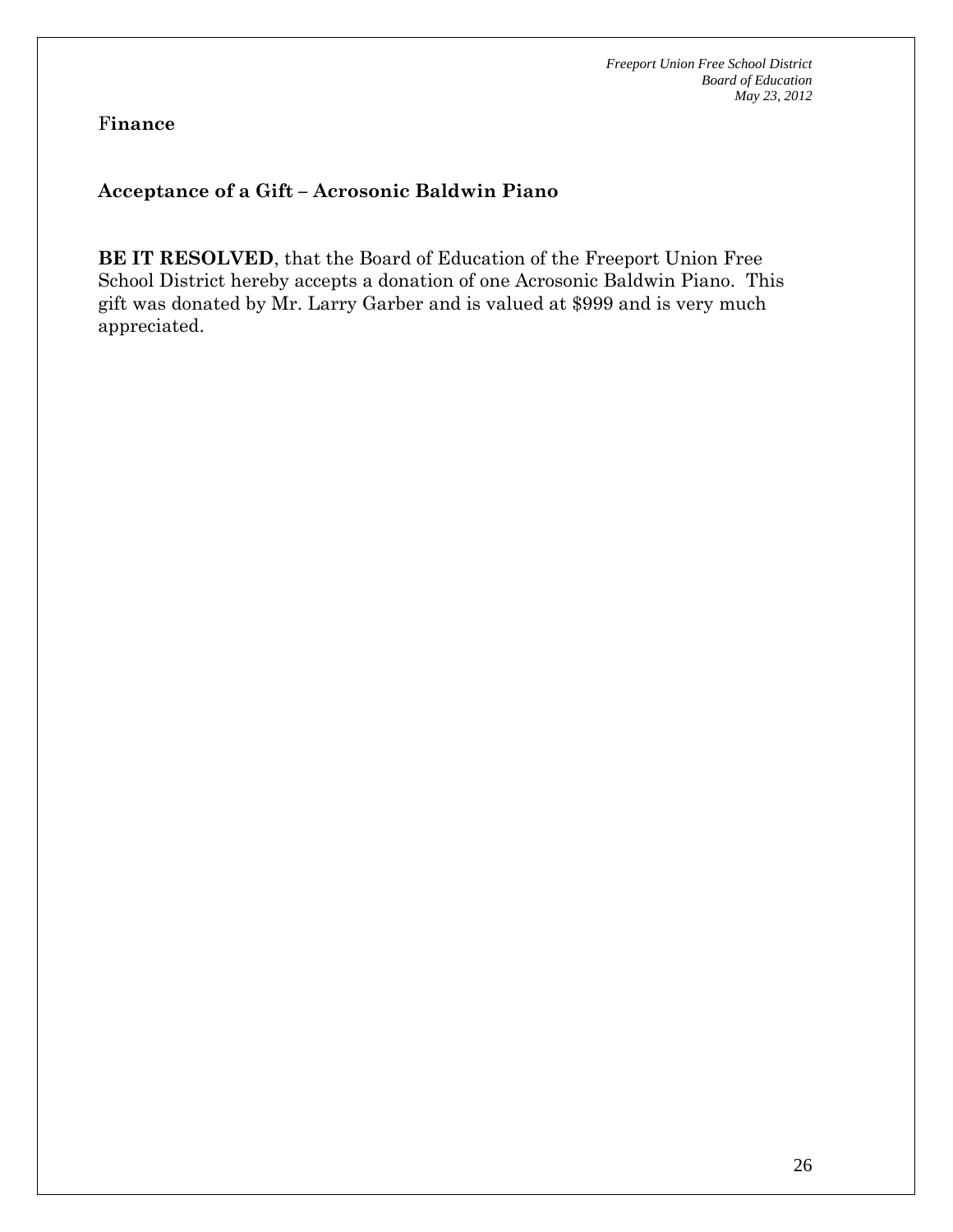**Finance**

## Acceptance of a Gift – Acrosonic Baldwin Piano

**BE IT RESOLVED**, that the Board of Education of the Freeport Union Free School District hereby accepts a donation of one Acrosonic Baldwin Piano. This gift was donated by Mr. Larry Garber and is valued at $999 and is very much appreciated.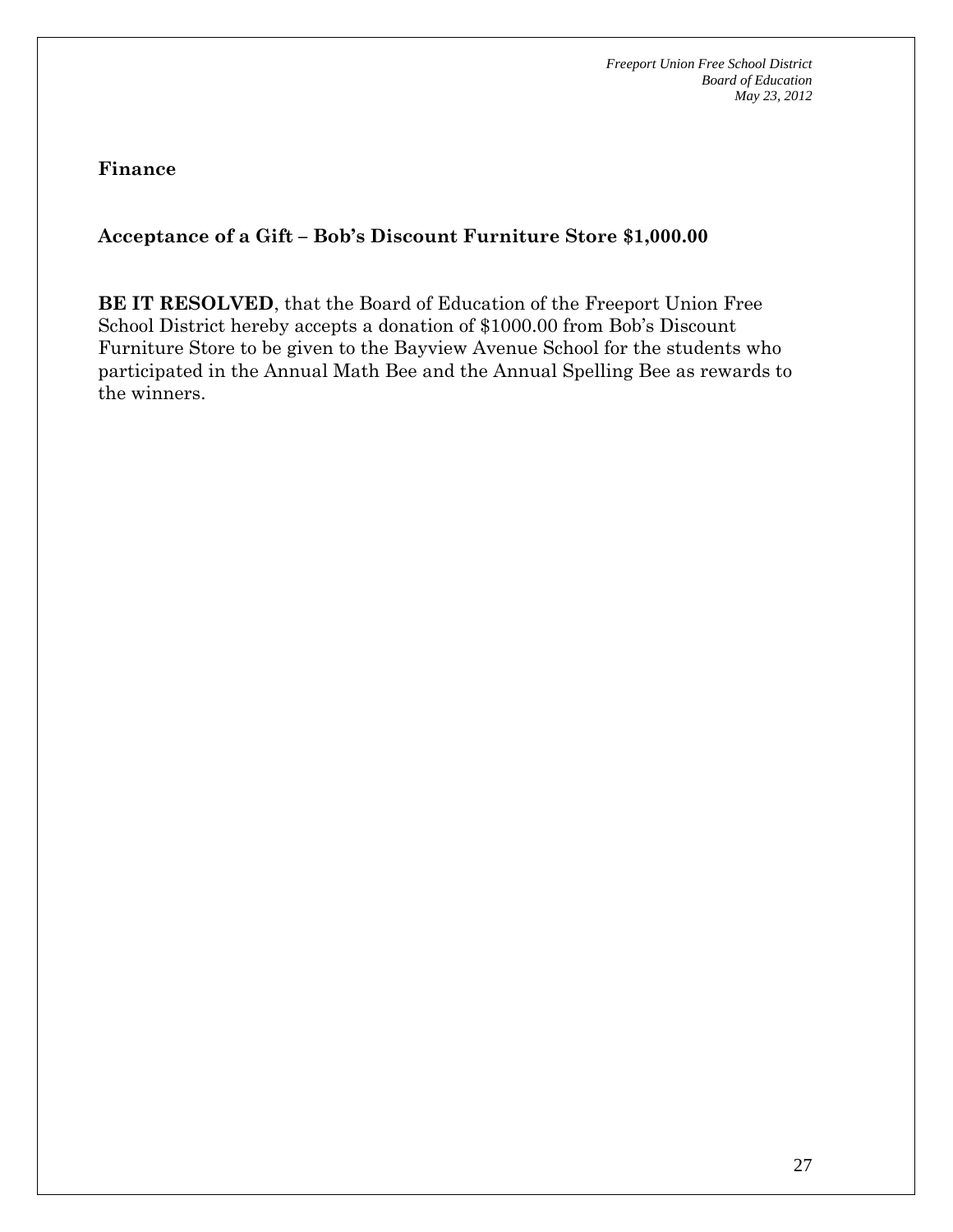**Finance**

**Acceptance of a Gift – Bob's Discount Furniture Store $1,000.00**

**BE IT RESOLVED**, that the Board of Education of the Freeport Union Free School District hereby accepts a donation of $1000.00 from Bob's Discount Furniture Store to be given to the Bayview Avenue School for the students who participated in the Annual Math Bee and the Annual Spelling Bee as rewards to the winners.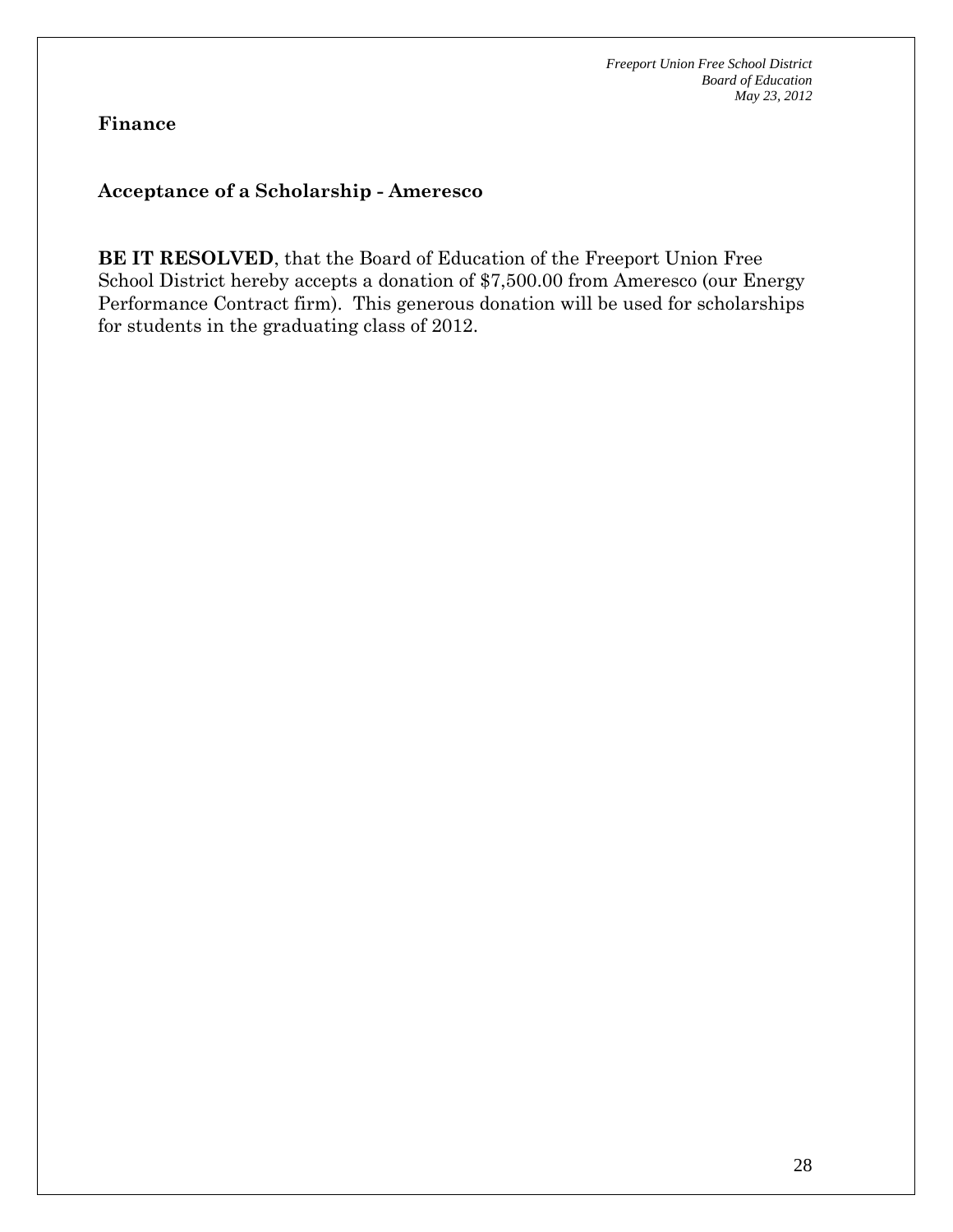**Finance**

**Acceptance of a Scholarship - Ameresco**

**BE IT RESOLVED**, that the Board of Education of the Freeport Union Free School District hereby accepts a donation of $7,500.00 from Ameresco (our Energy Performance Contract firm). This generous donation will be used for scholarships for students in the graduating class of 2012.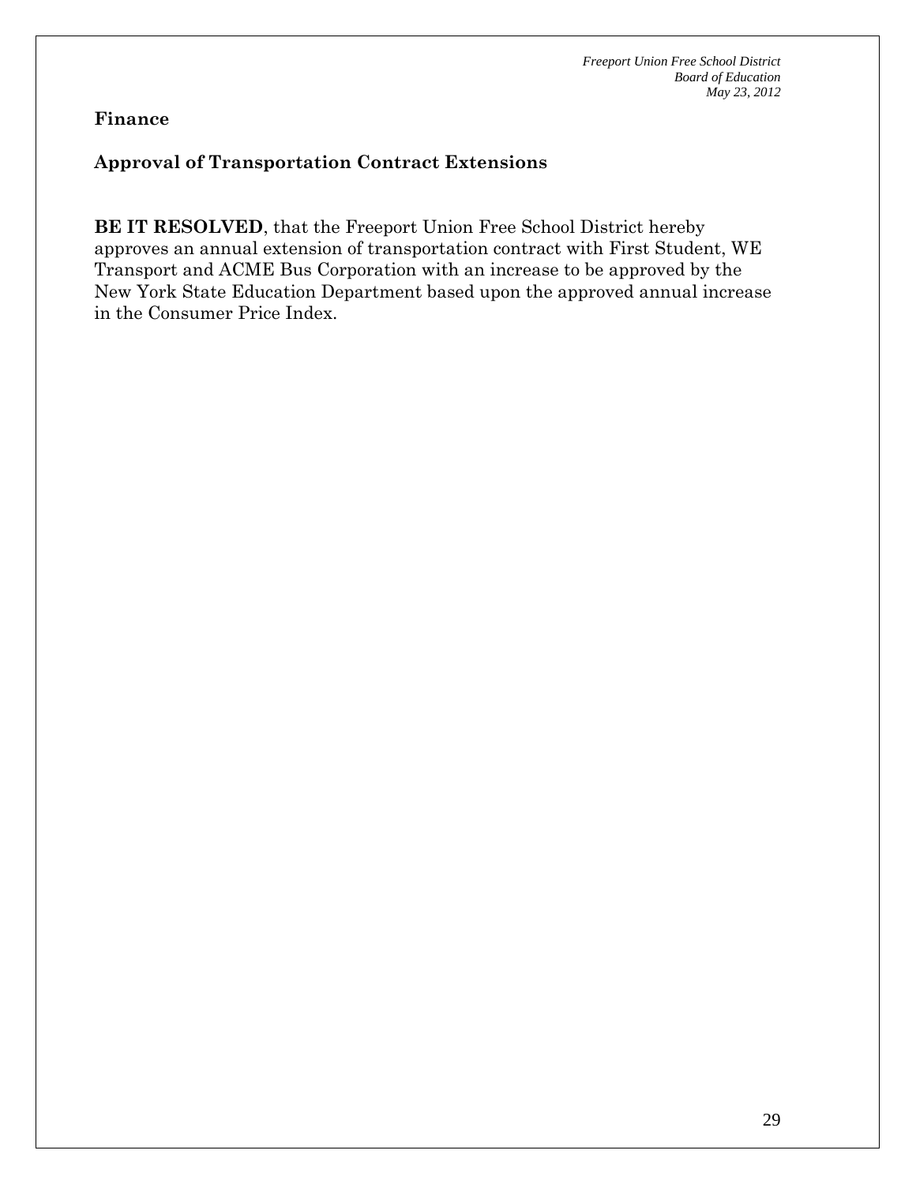**Finance**

**Approval of Transportation Contract Extensions**

**BE IT RESOLVED**, that the Freeport Union Free School District hereby approves an annual extension of transportation contract with First Student, WE Transport and ACME Bus Corporation with an increase to be approved by the New York State Education Department based upon the approved annual increase in the Consumer Price Index.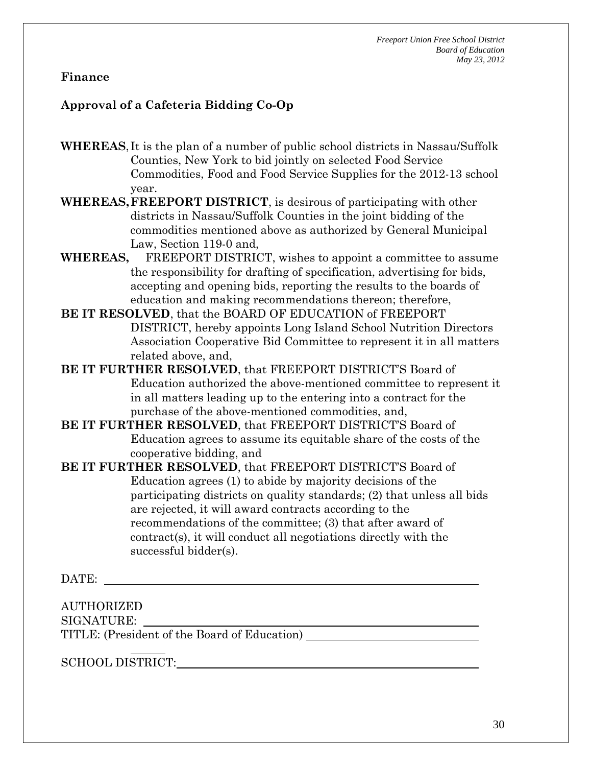**Finance**

**Approval of a Cafeteria Bidding Co-Op**

**WHEREAS**, It is the plan of a number of public school districts in Nassau/Suffolk Counties, New York to bid jointly on selected Food Service Commodities, Food and Food Service Supplies for the 2012-13 school year.

**WHEREAS, FREEPORT DISTRICT**, is desirous of participating with other districts in Nassau/Suffolk Counties in the joint bidding of the commodities mentioned above as authorized by General Municipal Law, Section 119-0 and,

**WHEREAS,** FREEPORT DISTRICT, wishes to appoint a committee to assume the responsibility for drafting of specification, advertising for bids, accepting and opening bids, reporting the results to the boards of education and making recommendations thereon; therefore,

**BE IT RESOLVED**, that the BOARD OF EDUCATION of FREEPORT DISTRICT, hereby appoints Long Island School Nutrition Directors Association Cooperative Bid Committee to represent it in all matters related above, and,

**BE IT FURTHER RESOLVED**, that FREEPORT DISTRICT'S Board of Education authorized the above-mentioned committee to represent it in all matters leading up to the entering into a contract for the purchase of the above-mentioned commodities, and,

**BE IT FURTHER RESOLVED**, that FREEPORT DISTRICT'S Board of Education agrees to assume its equitable share of the costs of the cooperative bidding, and

**BE IT FURTHER RESOLVED**, that FREEPORT DISTRICT'S Board of Education agrees (1) to abide by majority decisions of the participating districts on quality standards; (2) that unless all bids are rejected, it will award contracts according to the recommendations of the committee; (3) that after award of contract(s), it will conduct all negotiations directly with the successful bidder(s).

DATE: ______________________________

AUTHORIZED
SIGNATURE: ______________________________
TITLE: (President of the Board of Education) ______________________________

SCHOOL DISTRICT: ______________________________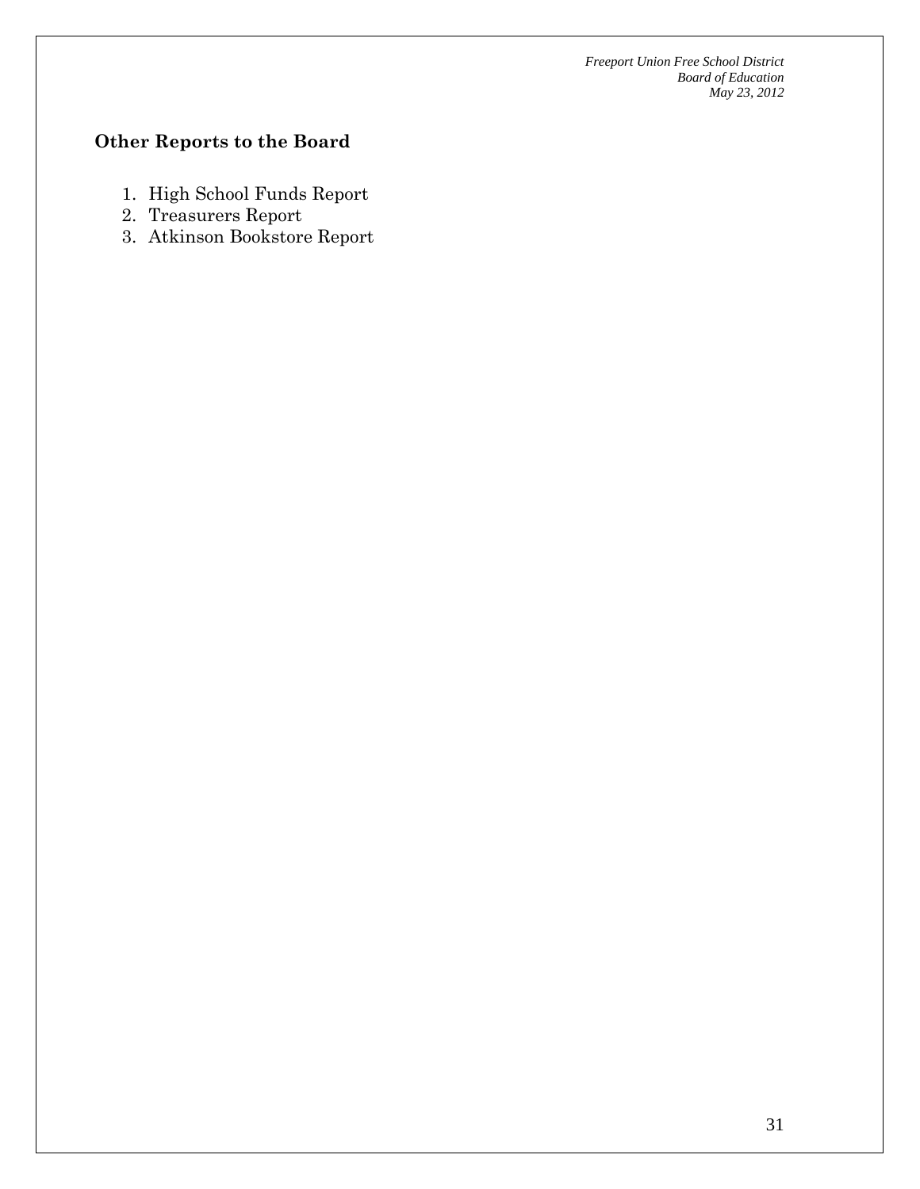## Other Reports to the Board

1. High School Funds Report
2. Treasurers Report
3. Atkinson Bookstore Report